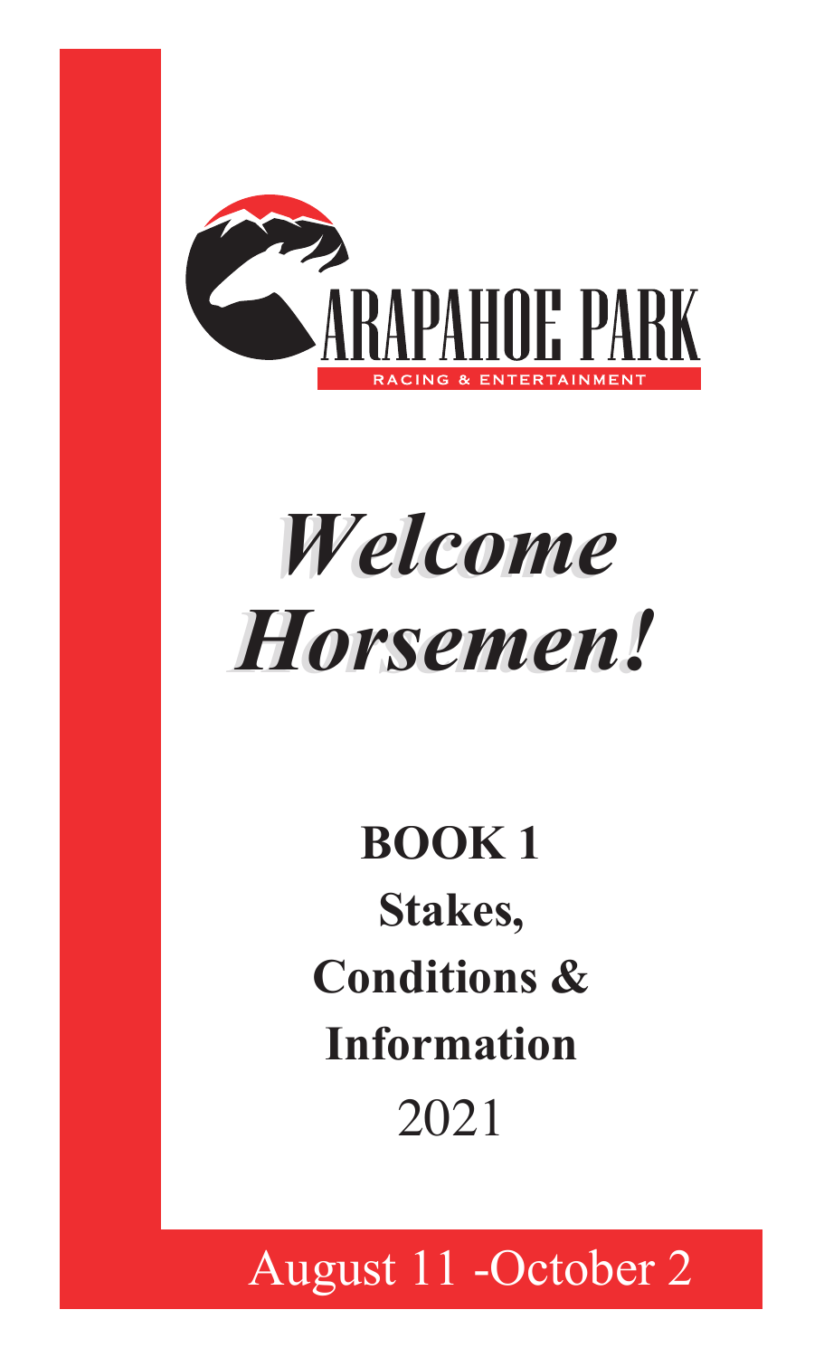ARAPAHOE PARK

RACING & ENTERTAINMENT

# *Welcome Horsemen!*

## BOOK 1

## Stakes, Conditions & Information

2021

August 11 -October 2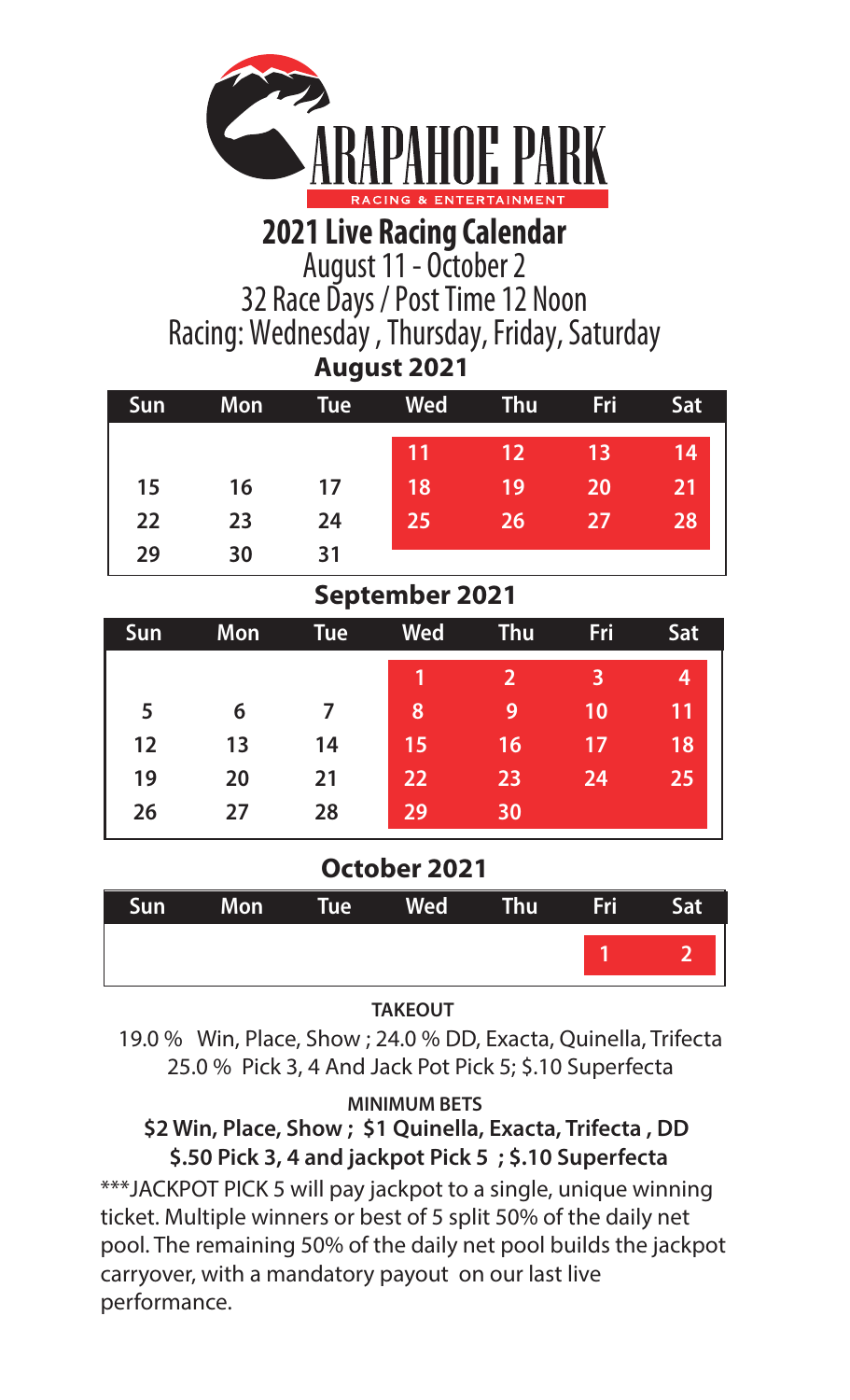ARAPAHOE PARK

RACING & ENTERTAINMENT

# 2021 Live Racing Calendar

August 11 - October 2

32 Race Days / Post Time 12 Noon

Racing: Wednesday , Thursday, Friday, Saturday

## August 2021

| Sun | Mon | Tue | Wed | Thu | Fri | Sat |
|---|---|---|---|---|---|---|
| | | | 11 | 12 | 13 | 14 |
| 15 | 16 | 17 | 18 | 19 | 20 | 21 |
| 22 | 23 | 24 | 25 | 26 | 27 | 28 |
| 29 | 30 | 31 | | | | |

## September 2021

| Sun | Mon | Tue | Wed | Thu | Fri | Sat |
|---|---|---|---|---|---|---|
| | | | 1 | 2 | 3 | 4 |
| 5 | 6 | 7 | 8 | 9 | 10 | 11 |
| 12 | 13 | 14 | 15 | 16 | 17 | 18 |
| 19 | 20 | 21 | 22 | 23 | 24 | 25 |
| 26 | 27 | 28 | 29 | 30 | | |

## October 2021

| Sun | Mon | Tue | Wed | Thu | Fri | Sat |
|---|---|---|---|---|---|---|
| | | | | | 1 | 2 |

**TAKEOUT**

19.0 % Win, Place, Show ; 24.0 % DD, Exacta, Quinella, Trifecta
25.0 % Pick 3, 4 And Jack Pot Pick 5; $.10 Superfecta

**MINIMUM BETS**

**$2 Win, Place, Show ; $1 Quinella, Exacta, Trifecta , DD**
**$.50 Pick 3, 4 and jackpot Pick 5 ; $.10 Superfecta**

***JACKPOT PICK 5 will pay jackpot to a single, unique winning ticket. Multiple winners or best of 5 split 50% of the daily net pool. The remaining 50% of the daily net pool builds the jackpot carryover, with a mandatory payout on our last live performance.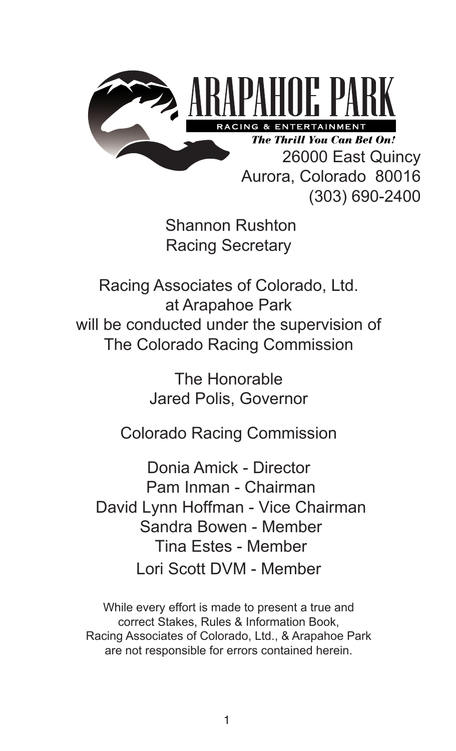# ARAPAHOE PARK

RACING & ENTERTAINMENT

***The Thrill You Can Bet On!***

26000 East Quincy
Aurora, Colorado 80016
(303) 690-2400

Shannon Rushton
Racing Secretary

Racing Associates of Colorado, Ltd.
at Arapahoe Park
will be conducted under the supervision of
The Colorado Racing Commission

The Honorable
Jared Polis, Governor

Colorado Racing Commission

Donia Amick - Director
Pam Inman - Chairman
David Lynn Hoffman - Vice Chairman
Sandra Bowen - Member
Tina Estes - Member
Lori Scott DVM - Member

While every effort is made to present a true and correct Stakes, Rules & Information Book, Racing Associates of Colorado, Ltd., & Arapahoe Park are not responsible for errors contained herein.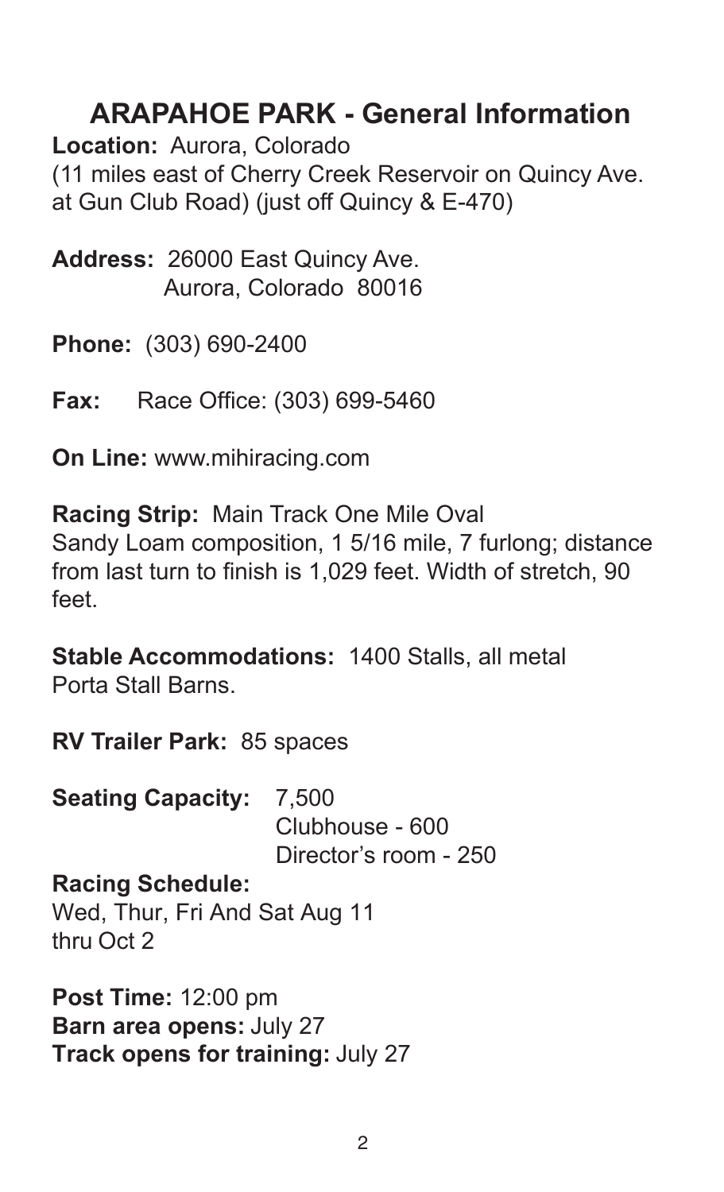# ARAPAHOE PARK - General Information

**Location:** Aurora, Colorado
(11 miles east of Cherry Creek Reservoir on Quincy Ave. at Gun Club Road) (just off Quincy & E-470)

**Address:** 26000 East Quincy Ave.
Aurora, Colorado 80016

**Phone:** (303) 690-2400

**Fax:** Race Office: (303) 699-5460

**On Line:** www.mihiracing.com

**Racing Strip:** Main Track One Mile Oval
Sandy Loam composition, 1 5/16 mile, 7 furlong; distance from last turn to finish is 1,029 feet. Width of stretch, 90 feet.

**Stable Accommodations:** 1400 Stalls, all metal Porta Stall Barns.

**RV Trailer Park:** 85 spaces

**Seating Capacity:** 7,500
Clubhouse - 600
Director's room - 250

**Racing Schedule:**
Wed, Thur, Fri And Sat Aug 11 thru Oct 2

**Post Time:** 12:00 pm
**Barn area opens:** July 27
**Track opens for training:** July 27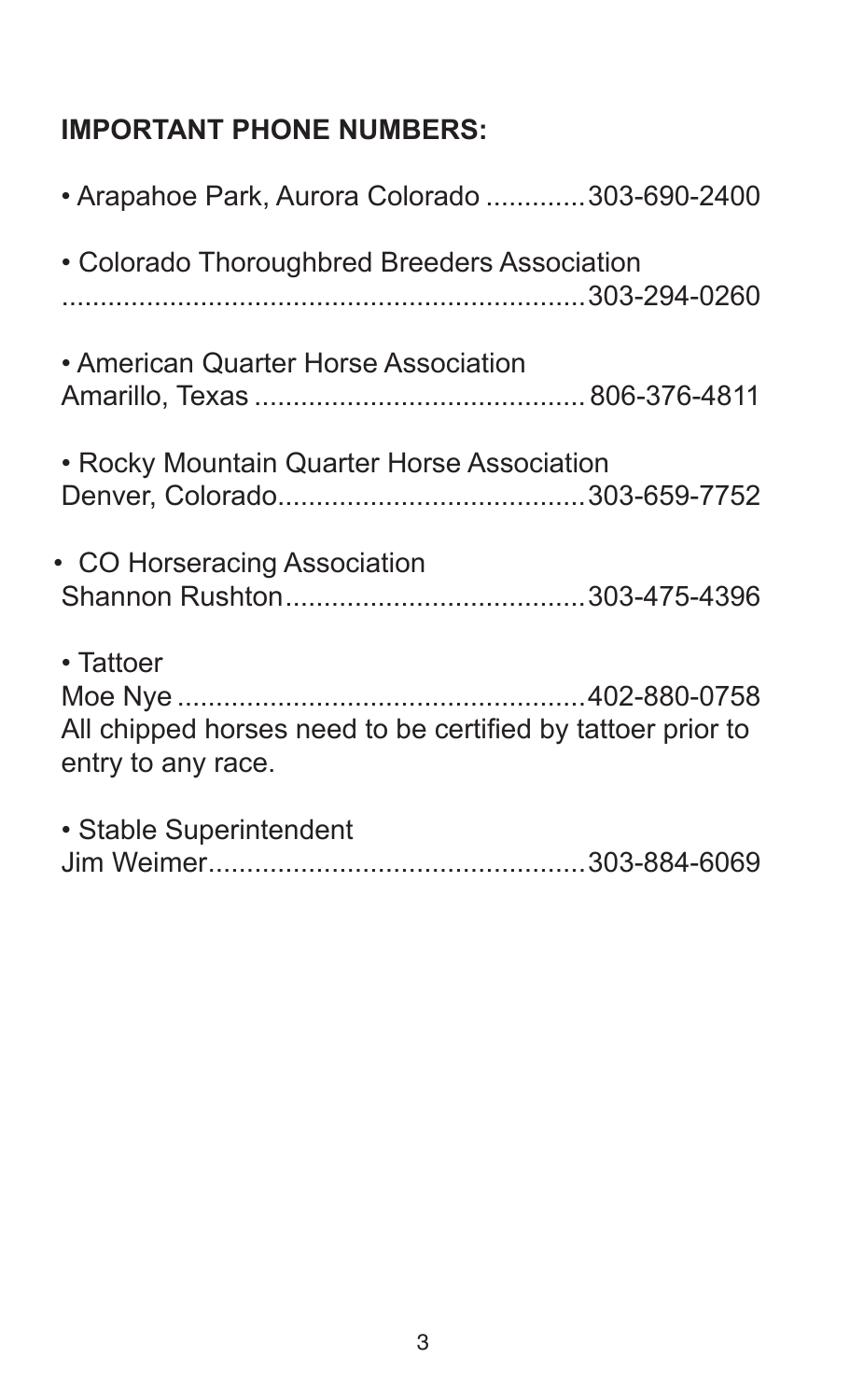**IMPORTANT PHONE NUMBERS:**

- Arapahoe Park, Aurora Colorado .............303-690-2400
- Colorado Thoroughbred Breeders Association
  ......................................................................303-294-0260
- American Quarter Horse Association
  Amarillo, Texas ........................................... 806-376-4811
- Rocky Mountain Quarter Horse Association
  Denver, Colorado........................................303-659-7752
- CO Horseracing Association
  Shannon Rushton.......................................303-475-4396
- Tattoer
  Moe Nye ......................................................402-880-0758
  All chipped horses need to be certified by tattoer prior to entry to any race.
- Stable Superintendent
  Jim Weimer.................................................303-884-6069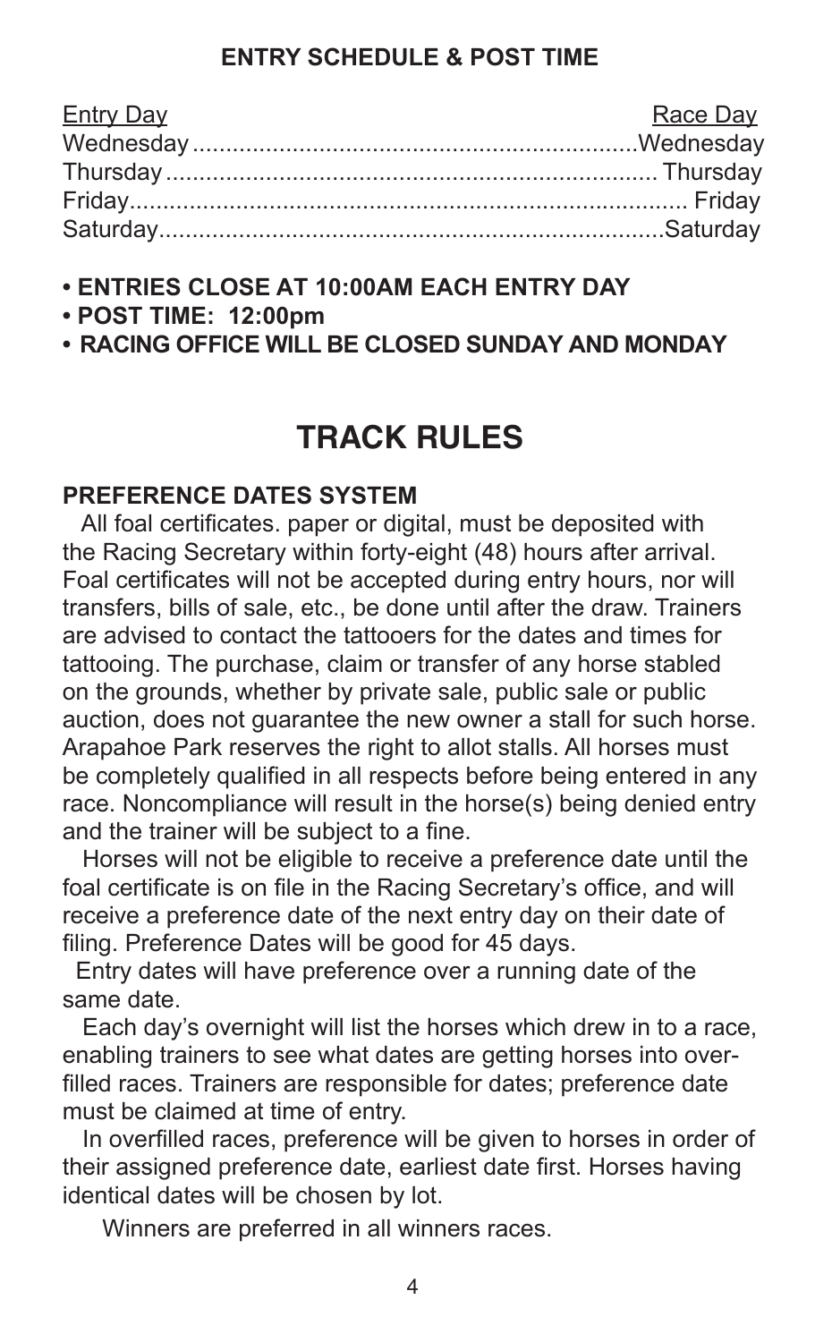## ENTRY SCHEDULE & POST TIME

| Entry Day | Race Day |
|---|---|
| Wednesday | Wednesday |
| Thursday | Thursday |
| Friday | Friday |
| Saturday | Saturday |

- **ENTRIES CLOSE AT 10:00AM EACH ENTRY DAY**
- **POST TIME: 12:00pm**
- **RACING OFFICE WILL BE CLOSED SUNDAY AND MONDAY**

# TRACK RULES

### PREFERENCE DATES SYSTEM

All foal certificates. paper or digital, must be deposited with the Racing Secretary within forty-eight (48) hours after arrival. Foal certificates will not be accepted during entry hours, nor will transfers, bills of sale, etc., be done until after the draw. Trainers are advised to contact the tattooers for the dates and times for tattooing. The purchase, claim or transfer of any horse stabled on the grounds, whether by private sale, public sale or public auction, does not guarantee the new owner a stall for such horse. Arapahoe Park reserves the right to allot stalls. All horses must be completely qualified in all respects before being entered in any race. Noncompliance will result in the horse(s) being denied entry and the trainer will be subject to a fine.

Horses will not be eligible to receive a preference date until the foal certificate is on file in the Racing Secretary's office, and will receive a preference date of the next entry day on their date of filing. Preference Dates will be good for 45 days.

Entry dates will have preference over a running date of the same date.

Each day's overnight will list the horses which drew in to a race, enabling trainers to see what dates are getting horses into overfilled races. Trainers are responsible for dates; preference date must be claimed at time of entry.

In overfilled races, preference will be given to horses in order of their assigned preference date, earliest date first. Horses having identical dates will be chosen by lot.

Winners are preferred in all winners races.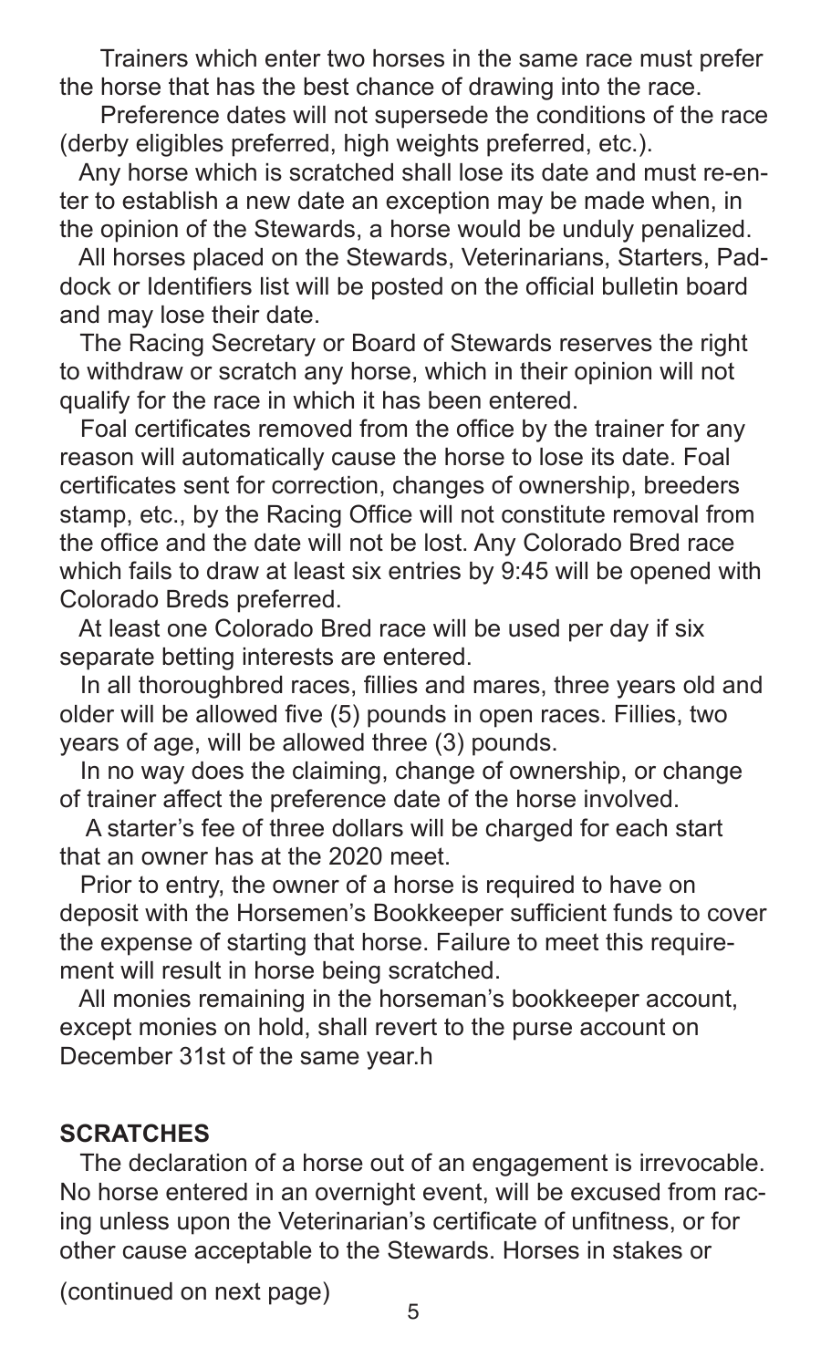Trainers which enter two horses in the same race must prefer the horse that has the best chance of drawing into the race.

Preference dates will not supersede the conditions of the race (derby eligibles preferred, high weights preferred, etc.).

Any horse which is scratched shall lose its date and must re-enter to establish a new date an exception may be made when, in the opinion of the Stewards, a horse would be unduly penalized.

All horses placed on the Stewards, Veterinarians, Starters, Paddock or Identifiers list will be posted on the official bulletin board and may lose their date.

The Racing Secretary or Board of Stewards reserves the right to withdraw or scratch any horse, which in their opinion will not qualify for the race in which it has been entered.

Foal certificates removed from the office by the trainer for any reason will automatically cause the horse to lose its date. Foal certificates sent for correction, changes of ownership, breeders stamp, etc., by the Racing Office will not constitute removal from the office and the date will not be lost. Any Colorado Bred race which fails to draw at least six entries by 9:45 will be opened with Colorado Breds preferred.

At least one Colorado Bred race will be used per day if six separate betting interests are entered.

In all thoroughbred races, fillies and mares, three years old and older will be allowed five (5) pounds in open races. Fillies, two years of age, will be allowed three (3) pounds.

In no way does the claiming, change of ownership, or change of trainer affect the preference date of the horse involved.

A starter's fee of three dollars will be charged for each start that an owner has at the 2020 meet.

Prior to entry, the owner of a horse is required to have on deposit with the Horsemen's Bookkeeper sufficient funds to cover the expense of starting that horse. Failure to meet this requirement will result in horse being scratched.

All monies remaining in the horseman's bookkeeper account, except monies on hold, shall revert to the purse account on December 31st of the same year.h

## SCRATCHES

The declaration of a horse out of an engagement is irrevocable. No horse entered in an overnight event, will be excused from racing unless upon the Veterinarian's certificate of unfitness, or for other cause acceptable to the Stewards. Horses in stakes or

(continued on next page)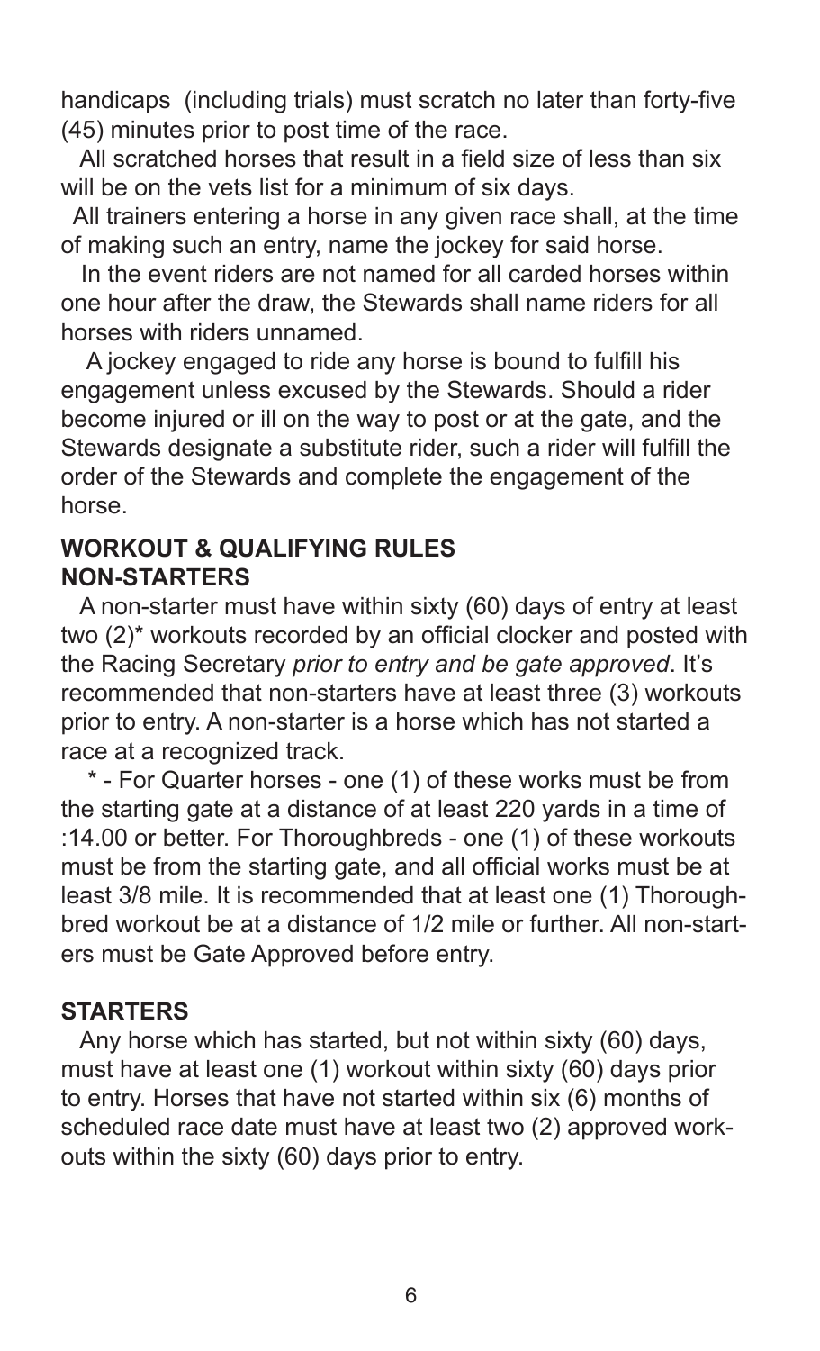handicaps (including trials) must scratch no later than forty-five (45) minutes prior to post time of the race.

All scratched horses that result in a field size of less than six will be on the vets list for a minimum of six days.

All trainers entering a horse in any given race shall, at the time of making such an entry, name the jockey for said horse.

In the event riders are not named for all carded horses within one hour after the draw, the Stewards shall name riders for all horses with riders unnamed.

A jockey engaged to ride any horse is bound to fulfill his engagement unless excused by the Stewards. Should a rider become injured or ill on the way to post or at the gate, and the Stewards designate a substitute rider, such a rider will fulfill the order of the Stewards and complete the engagement of the horse.

## WORKOUT & QUALIFYING RULES

### NON-STARTERS

A non-starter must have within sixty (60) days of entry at least two (2)* workouts recorded by an official clocker and posted with the Racing Secretary *prior to entry and be gate approved*. It's recommended that non-starters have at least three (3) workouts prior to entry. A non-starter is a horse which has not started a race at a recognized track.

\* - For Quarter horses - one (1) of these works must be from the starting gate at a distance of at least 220 yards in a time of :14.00 or better. For Thoroughbreds - one (1) of these workouts must be from the starting gate, and all official works must be at least 3/8 mile. It is recommended that at least one (1) Thoroughbred workout be at a distance of 1/2 mile or further. All non-starters must be Gate Approved before entry.

### STARTERS

Any horse which has started, but not within sixty (60) days, must have at least one (1) workout within sixty (60) days prior to entry. Horses that have not started within six (6) months of scheduled race date must have at least two (2) approved workouts within the sixty (60) days prior to entry.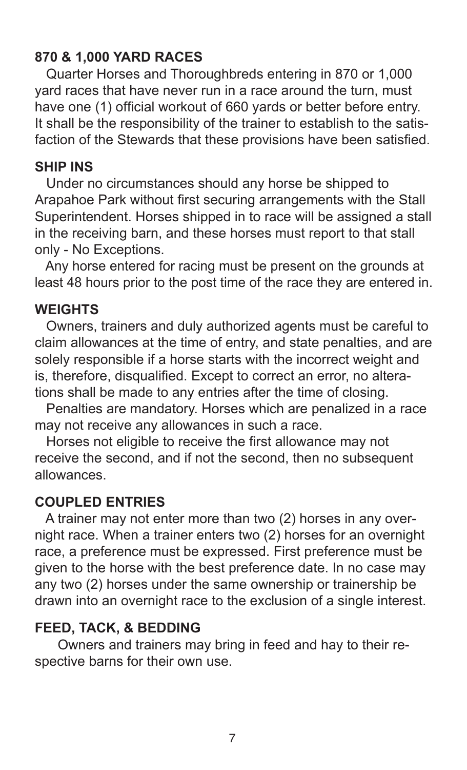## 870 & 1,000 YARD RACES

Quarter Horses and Thoroughbreds entering in 870 or 1,000 yard races that have never run in a race around the turn, must have one (1) official workout of 660 yards or better before entry. It shall be the responsibility of the trainer to establish to the satisfaction of the Stewards that these provisions have been satisfied.

## SHIP INS

Under no circumstances should any horse be shipped to Arapahoe Park without first securing arrangements with the Stall Superintendent. Horses shipped in to race will be assigned a stall in the receiving barn, and these horses must report to that stall only - No Exceptions.

Any horse entered for racing must be present on the grounds at least 48 hours prior to the post time of the race they are entered in.

## WEIGHTS

Owners, trainers and duly authorized agents must be careful to claim allowances at the time of entry, and state penalties, and are solely responsible if a horse starts with the incorrect weight and is, therefore, disqualified. Except to correct an error, no alterations shall be made to any entries after the time of closing.

Penalties are mandatory. Horses which are penalized in a race may not receive any allowances in such a race.

Horses not eligible to receive the first allowance may not receive the second, and if not the second, then no subsequent allowances.

## COUPLED ENTRIES

A trainer may not enter more than two (2) horses in any overnight race. When a trainer enters two (2) horses for an overnight race, a preference must be expressed. First preference must be given to the horse with the best preference date. In no case may any two (2) horses under the same ownership or trainership be drawn into an overnight race to the exclusion of a single interest.

## FEED, TACK, & BEDDING

Owners and trainers may bring in feed and hay to their respective barns for their own use.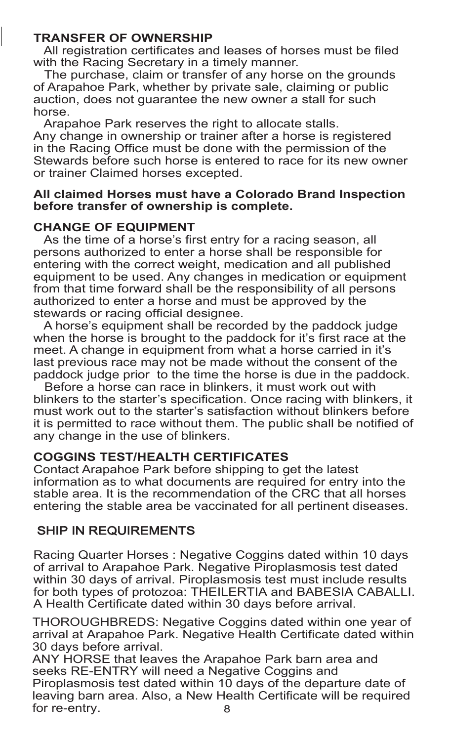## TRANSFER OF OWNERSHIP

All registration certificates and leases of horses must be filed with the Racing Secretary in a timely manner.

The purchase, claim or transfer of any horse on the grounds of Arapahoe Park, whether by private sale, claiming or public auction, does not guarantee the new owner a stall for such horse.

Arapahoe Park reserves the right to allocate stalls. Any change in ownership or trainer after a horse is registered in the Racing Office must be done with the permission of the Stewards before such horse is entered to race for its new owner or trainer Claimed horses excepted.

**All claimed Horses must have a Colorado Brand Inspection before transfer of ownership is complete.**

## CHANGE OF EQUIPMENT

As the time of a horse's first entry for a racing season, all persons authorized to enter a horse shall be responsible for entering with the correct weight, medication and all published equipment to be used. Any changes in medication or equipment from that time forward shall be the responsibility of all persons authorized to enter a horse and must be approved by the stewards or racing official designee.

A horse's equipment shall be recorded by the paddock judge when the horse is brought to the paddock for it's first race at the meet. A change in equipment from what a horse carried in it's last previous race may not be made without the consent of the paddock judge prior to the time the horse is due in the paddock.

Before a horse can race in blinkers, it must work out with blinkers to the starter's specification. Once racing with blinkers, it must work out to the starter's satisfaction without blinkers before it is permitted to race without them. The public shall be notified of any change in the use of blinkers.

## COGGINS TEST/HEALTH CERTIFICATES

Contact Arapahoe Park before shipping to get the latest information as to what documents are required for entry into the stable area. It is the recommendation of the CRC that all horses entering the stable area be vaccinated for all pertinent diseases.

## SHIP IN REQUIREMENTS

Racing Quarter Horses : Negative Coggins dated within 10 days of arrival to Arapahoe Park. Negative Piroplasmosis test dated within 30 days of arrival. Piroplasmosis test must include results for both types of protozoa: THEILERTIA and BABESIA CABALLI. A Health Certificate dated within 30 days before arrival.

THOROUGHBREDS: Negative Coggins dated within one year of arrival at Arapahoe Park. Negative Health Certificate dated within 30 days before arrival.

ANY HORSE that leaves the Arapahoe Park barn area and seeks RE-ENTRY will need a Negative Coggins and Piroplasmosis test dated within 10 days of the departure date of leaving barn area. Also, a New Health Certificate will be required for re-entry.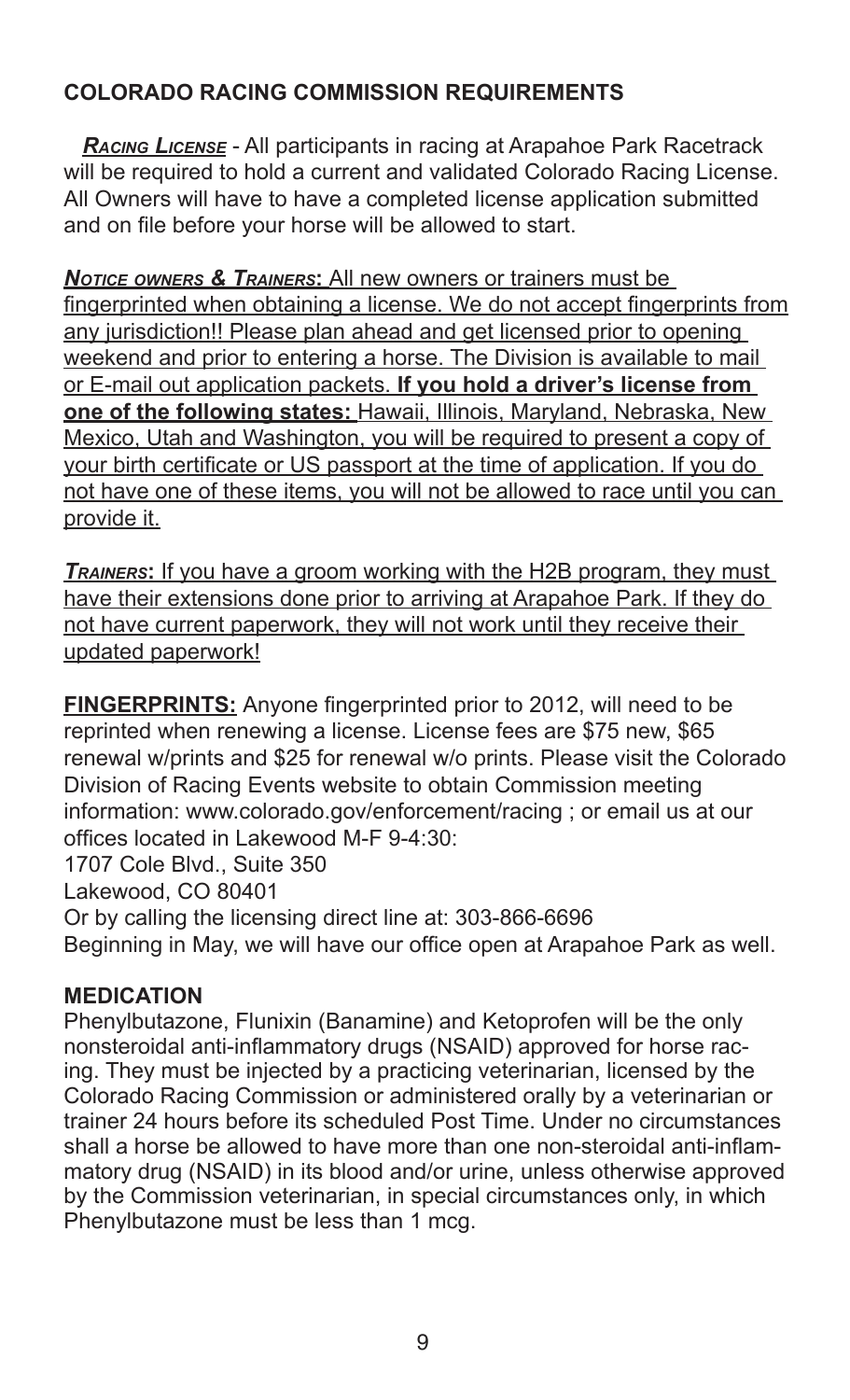## COLORADO RACING COMMISSION REQUIREMENTS

***Racing License*** - All participants in racing at Arapahoe Park Racetrack will be required to hold a current and validated Colorado Racing License. All Owners will have to have a completed license application submitted and on file before your horse will be allowed to start.

***Notice owners & Trainers*:** All new owners or trainers must be fingerprinted when obtaining a license. We do not accept fingerprints from any jurisdiction!! Please plan ahead and get licensed prior to opening weekend and prior to entering a horse. The Division is available to mail or E-mail out application packets. **If you hold a driver's license from one of the following states:** Hawaii, Illinois, Maryland, Nebraska, New Mexico, Utah and Washington, you will be required to present a copy of your birth certificate or US passport at the time of application. If you do not have one of these items, you will not be allowed to race until you can provide it.

***Trainers*:** If you have a groom working with the H2B program, they must have their extensions done prior to arriving at Arapahoe Park. If they do not have current paperwork, they will not work until they receive their updated paperwork!

**FINGERPRINTS:** Anyone fingerprinted prior to 2012, will need to be reprinted when renewing a license. License fees are $75 new, $65 renewal w/prints and $25 for renewal w/o prints. Please visit the Colorado Division of Racing Events website to obtain Commission meeting information: www.colorado.gov/enforcement/racing ; or email us at our offices located in Lakewood M-F 9-4:30:
1707 Cole Blvd., Suite 350
Lakewood, CO 80401
Or by calling the licensing direct line at: 303-866-6696
Beginning in May, we will have our office open at Arapahoe Park as well.

### MEDICATION

Phenylbutazone, Flunixin (Banamine) and Ketoprofen will be the only nonsteroidal anti-inflammatory drugs (NSAID) approved for horse racing. They must be injected by a practicing veterinarian, licensed by the Colorado Racing Commission or administered orally by a veterinarian or trainer 24 hours before its scheduled Post Time. Under no circumstances shall a horse be allowed to have more than one non-steroidal anti-inflammatory drug (NSAID) in its blood and/or urine, unless otherwise approved by the Commission veterinarian, in special circumstances only, in which Phenylbutazone must be less than 1 mcg.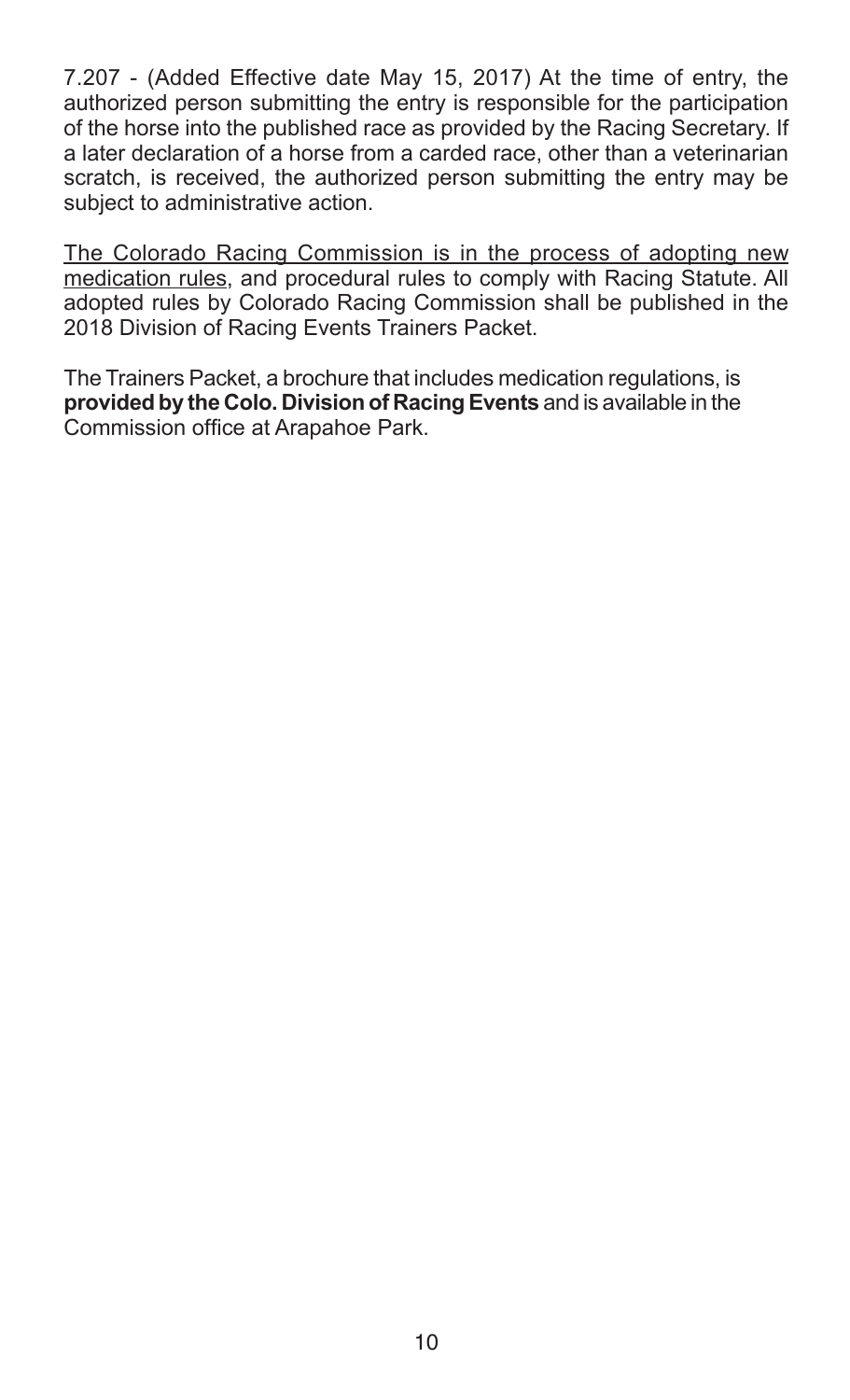7.207 - (Added Effective date May 15, 2017) At the time of entry, the authorized person submitting the entry is responsible for the participation of the horse into the published race as provided by the Racing Secretary. If a later declaration of a horse from a carded race, other than a veterinarian scratch, is received, the authorized person submitting the entry may be subject to administrative action.

<u>The Colorado Racing Commission is in the process of adopting new medication rules</u>, and procedural rules to comply with Racing Statute. All adopted rules by Colorado Racing Commission shall be published in the 2018 Division of Racing Events Trainers Packet.

The Trainers Packet, a brochure that includes medication regulations, is **provided by the Colo. Division of Racing Events** and is available in the Commission office at Arapahoe Park.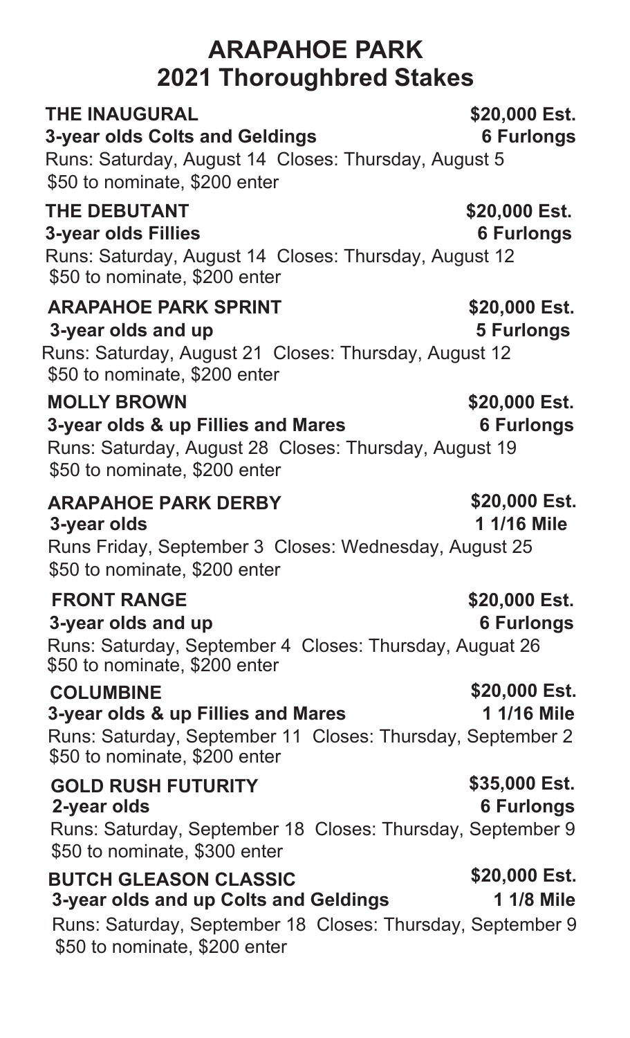# ARAPAHOE PARK
# 2021 Thoroughbred Stakes

**THE INAUGURAL** **\$20,000 Est.**
**3-year olds Colts and Geldings** **6 Furlongs**
Runs: Saturday, August 14 Closes: Thursday, August 5
\$50 to nominate, \$200 enter

**THE DEBUTANT** **\$20,000 Est.**
**3-year olds Fillies** **6 Furlongs**
Runs: Saturday, August 14 Closes: Thursday, August 12
\$50 to nominate, \$200 enter

**ARAPAHOE PARK SPRINT** **\$20,000 Est.**
**3-year olds and up** **5 Furlongs**
Runs: Saturday, August 21 Closes: Thursday, August 12
\$50 to nominate, \$200 enter

**MOLLY BROWN** **\$20,000 Est.**
**3-year olds & up Fillies and Mares** **6 Furlongs**
Runs: Saturday, August 28 Closes: Thursday, August 19
\$50 to nominate, \$200 enter

**ARAPAHOE PARK DERBY** **\$20,000 Est.**
**3-year olds** **1 1/16 Mile**
Runs Friday, September 3 Closes: Wednesday, August 25
\$50 to nominate, \$200 enter

**FRONT RANGE** **\$20,000 Est.**
**3-year olds and up** **6 Furlongs**
Runs: Saturday, September 4 Closes: Thursday, Auguat 26
\$50 to nominate, \$200 enter

**COLUMBINE** **\$20,000 Est.**
**3-year olds & up Fillies and Mares** **1 1/16 Mile**
Runs: Saturday, September 11 Closes: Thursday, September 2
\$50 to nominate, \$200 enter

**GOLD RUSH FUTURITY** **\$35,000 Est.**
**2-year olds** **6 Furlongs**
Runs: Saturday, September 18 Closes: Thursday, September 9
\$50 to nominate, \$300 enter

**BUTCH GLEASON CLASSIC** **\$20,000 Est.**
**3-year olds and up Colts and Geldings** **1 1/8 Mile**
Runs: Saturday, September 18 Closes: Thursday, September 9
\$50 to nominate, \$200 enter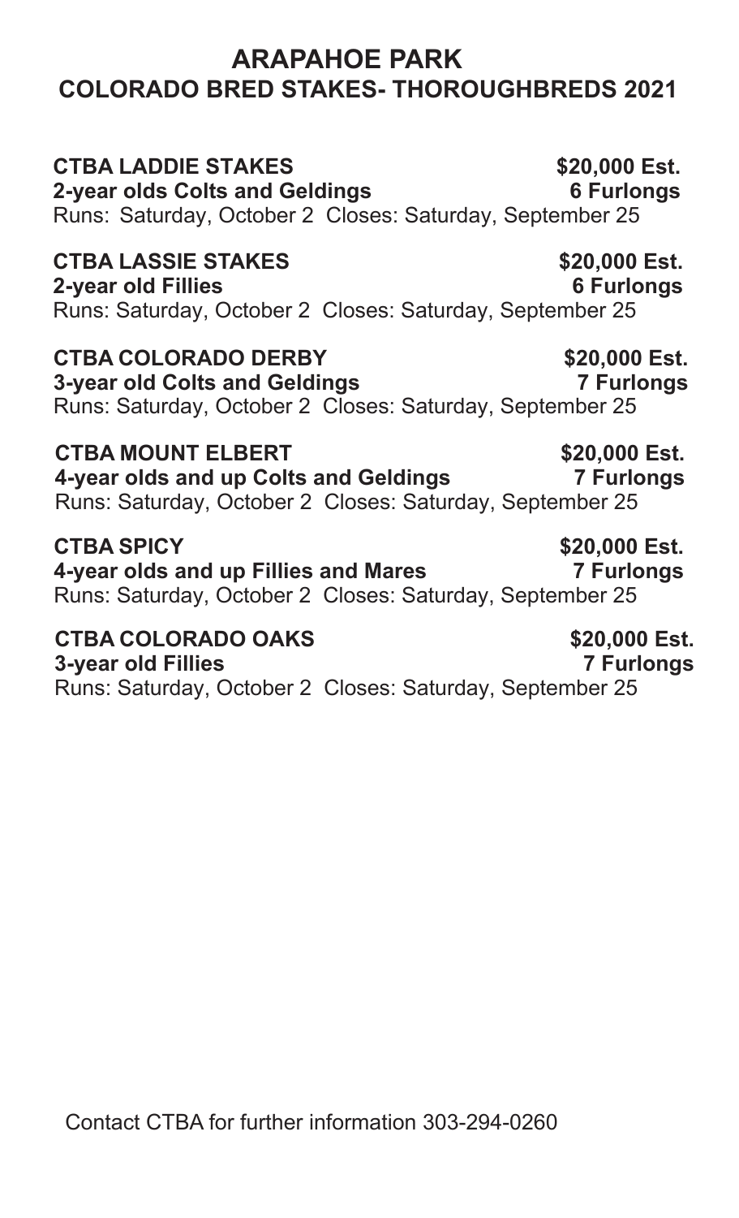# ARAPAHOE PARK
## COLORADO BRED STAKES- THOROUGHBREDS 2021

**CTBA LADDIE STAKES** **$20,000 Est.**
**2-year olds Colts and Geldings** **6 Furlongs**
Runs: Saturday, October 2 Closes: Saturday, September 25

**CTBA LASSIE STAKES** **$20,000 Est.**
**2-year old Fillies** **6 Furlongs**
Runs: Saturday, October 2 Closes: Saturday, September 25

**CTBA COLORADO DERBY** **$20,000 Est.**
**3-year old Colts and Geldings** **7 Furlongs**
Runs: Saturday, October 2 Closes: Saturday, September 25

**CTBA MOUNT ELBERT** **$20,000 Est.**
**4-year olds and up Colts and Geldings** **7 Furlongs**
Runs: Saturday, October 2 Closes: Saturday, September 25

**CTBA SPICY** **$20,000 Est.**
**4-year olds and up Fillies and Mares** **7 Furlongs**
Runs: Saturday, October 2 Closes: Saturday, September 25

**CTBA COLORADO OAKS** **$20,000 Est.**
**3-year old Fillies** **7 Furlongs**
Runs: Saturday, October 2 Closes: Saturday, September 25

Contact CTBA for further information 303-294-0260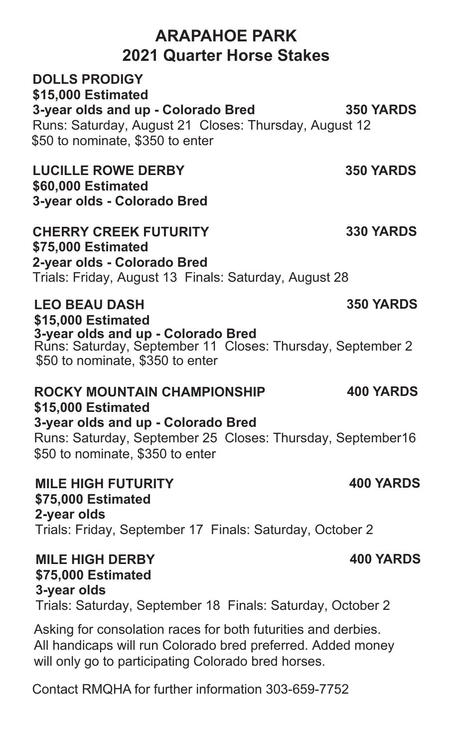# ARAPAHOE PARK
## 2021 Quarter Horse Stakes

**DOLLS PRODIGY**
**$15,000 Estimated**
**3-year olds and up - Colorado Bred** **350 YARDS**
Runs: Saturday, August 21 Closes: Thursday, August 12
$50 to nominate, $350 to enter

**LUCILLE ROWE DERBY** **350 YARDS**
**$60,000 Estimated**
**3-year olds - Colorado Bred**

**CHERRY CREEK FUTURITY** **330 YARDS**
**$75,000 Estimated**
**2-year olds - Colorado Bred**
Trials: Friday, August 13 Finals: Saturday, August 28

**LEO BEAU DASH** **350 YARDS**
**$15,000 Estimated**
**3-year olds and up - Colorado Bred**
Runs: Saturday, September 11 Closes: Thursday, September 2
$50 to nominate, $350 to enter

**ROCKY MOUNTAIN CHAMPIONSHIP** **400 YARDS**
**$15,000 Estimated**
**3-year olds and up - Colorado Bred**
Runs: Saturday, September 25 Closes: Thursday, September16
$50 to nominate, $350 to enter

**MILE HIGH FUTURITY** **400 YARDS**
**$75,000 Estimated**
**2-year olds**
Trials: Friday, September 17 Finals: Saturday, October 2

**MILE HIGH DERBY** **400 YARDS**
**$75,000 Estimated**
**3-year olds**
Trials: Saturday, September 18 Finals: Saturday, October 2

Asking for consolation races for both futurities and derbies. All handicaps will run Colorado bred preferred. Added money will only go to participating Colorado bred horses.

Contact RMQHA for further information 303-659-7752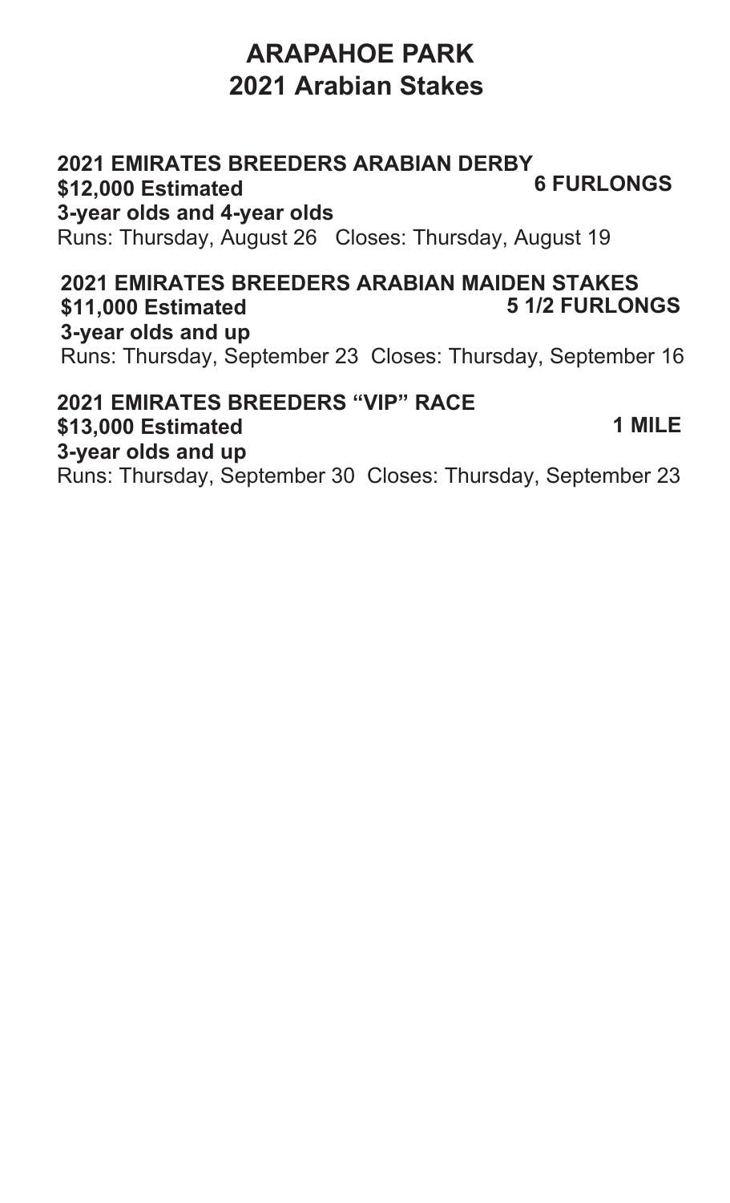# ARAPAHOE PARK
## 2021 Arabian Stakes

**2021 EMIRATES BREEDERS ARABIAN DERBY**
**$12,000 Estimated** **6 FURLONGS**
**3-year olds and 4-year olds**
Runs: Thursday, August 26 Closes: Thursday, August 19

**2021 EMIRATES BREEDERS ARABIAN MAIDEN STAKES**
**$11,000 Estimated** **5 1/2 FURLONGS**
**3-year olds and up**
Runs: Thursday, September 23 Closes: Thursday, September 16

**2021 EMIRATES BREEDERS "VIP" RACE**
**$13,000 Estimated** **1 MILE**
**3-year olds and up**
Runs: Thursday, September 30 Closes: Thursday, September 23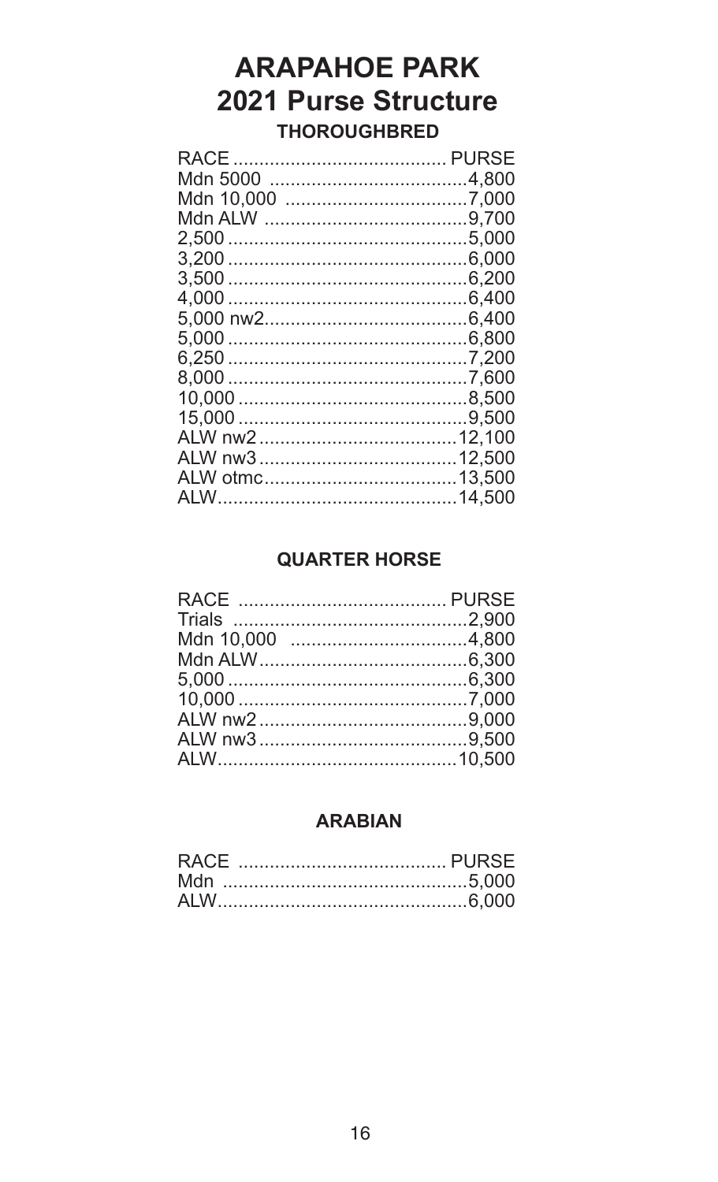# ARAPAHOE PARK

# 2021 Purse Structure

### THOROUGHBRED

| RACE | PURSE |
|---|---|
| Mdn 5000 | 4,800 |
| Mdn 10,000 | 7,000 |
| Mdn ALW | 9,700 |
| 2,500 | 5,000 |
| 3,200 | 6,000 |
| 3,500 | 6,200 |
| 4,000 | 6,400 |
| 5,000 nw2 | 6,400 |
| 5,000 | 6,800 |
| 6,250 | 7,200 |
| 8,000 | 7,600 |
| 10,000 | 8,500 |
| 15,000 | 9,500 |
| ALW nw2 | 12,100 |
| ALW nw3 | 12,500 |
| ALW otmc | 13,500 |
| ALW | 14,500 |

### QUARTER HORSE

| RACE | PURSE |
|---|---|
| Trials | 2,900 |
| Mdn 10,000 | 4,800 |
| Mdn ALW | 6,300 |
| 5,000 | 6,300 |
| 10,000 | 7,000 |
| ALW nw2 | 9,000 |
| ALW nw3 | 9,500 |
| ALW | 10,500 |

### ARABIAN

| RACE | PURSE |
|---|---|
| Mdn | 5,000 |
| ALW | 6,000 |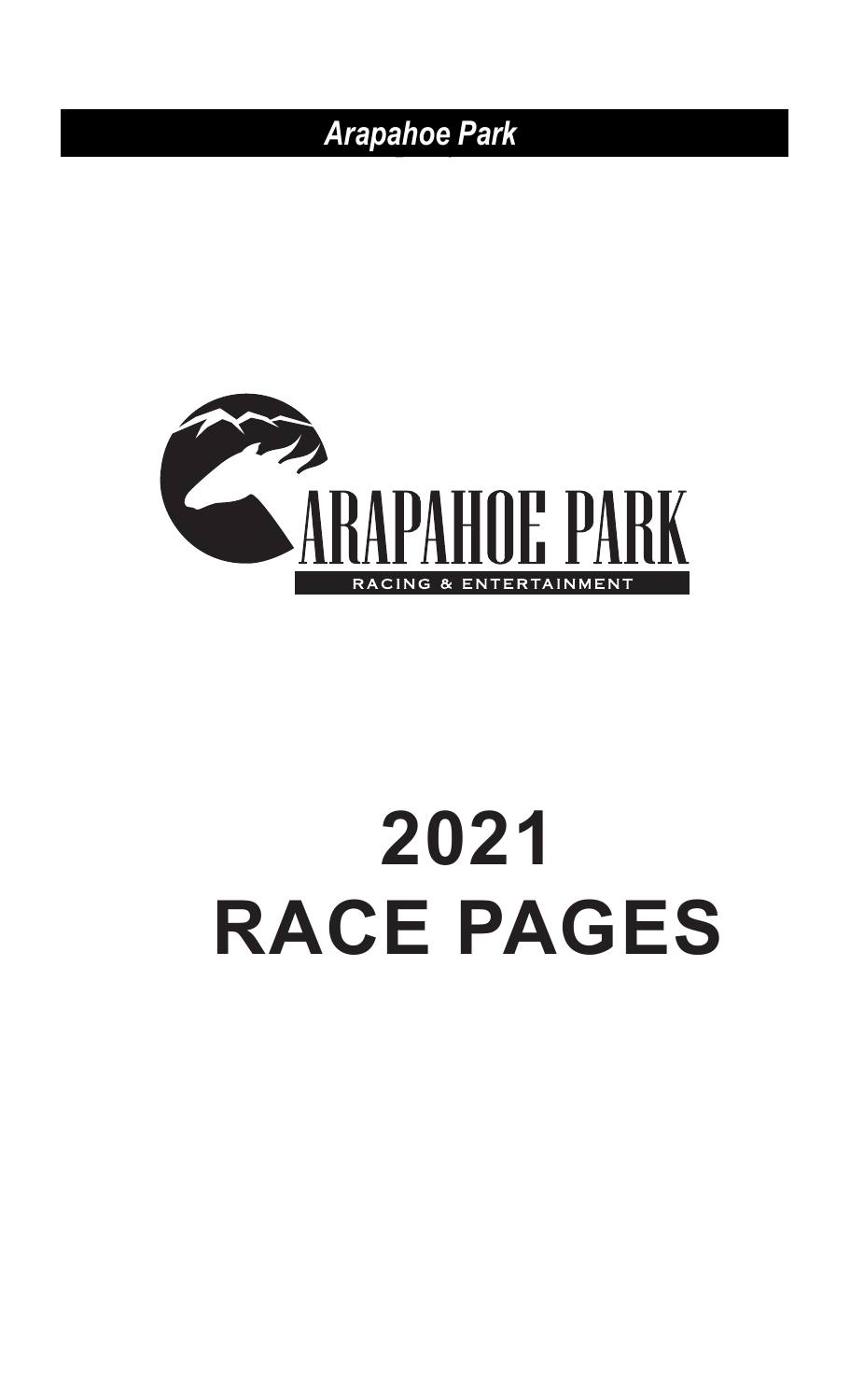# 2021 RACE PAGES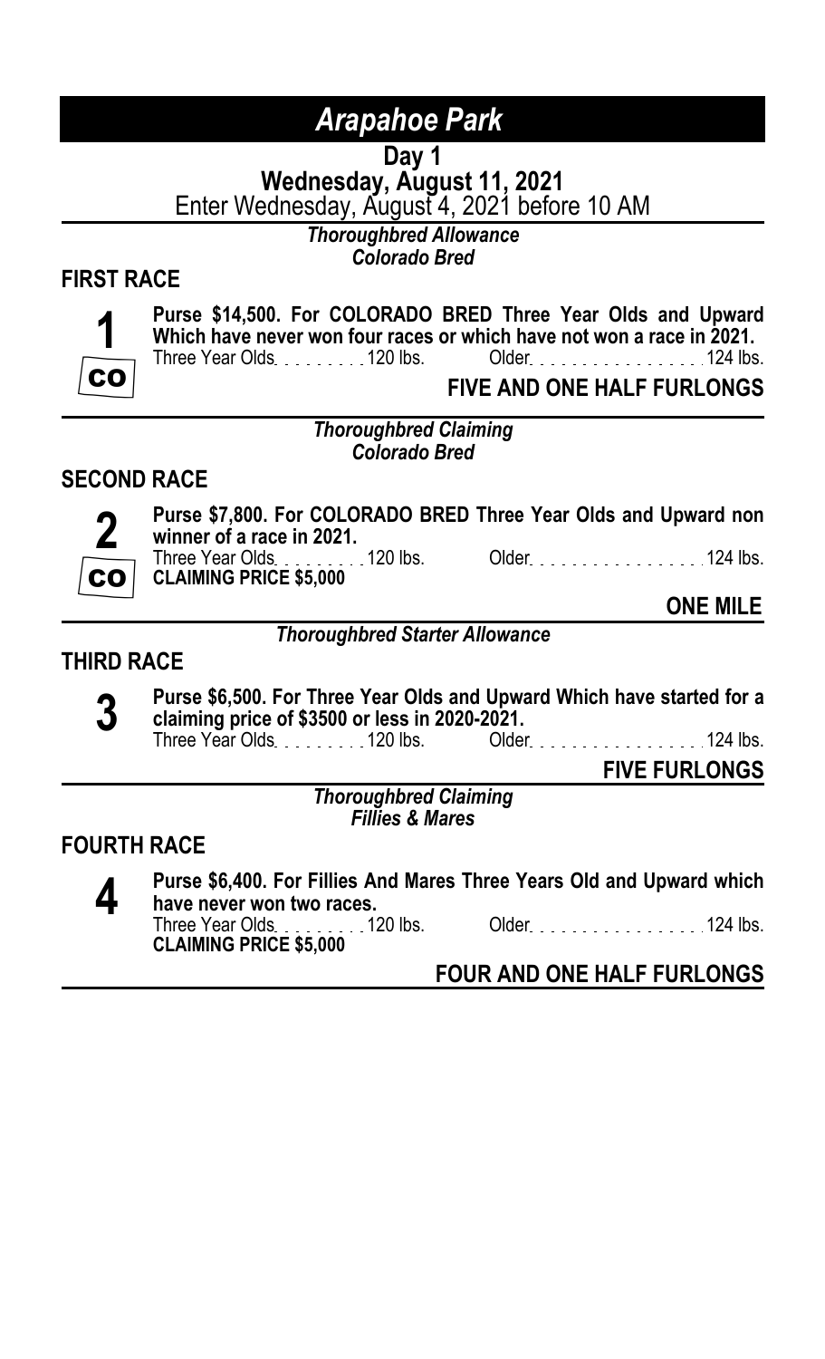# *Arapahoe Park*

## Day 1
## Wednesday, August 11, 2021
Enter Wednesday, August 4, 2021 before 10 AM

*Thoroughbred Allowance*
*Colorado Bred*

### FIRST RACE

**1** CO

**Purse $14,500. For COLORADO BRED Three Year Olds and Upward Which have never won four races or which have not won a race in 2021.**
Three Year Olds . . . . . . . . . 120 lbs. Older . . . . . . . . . . . . . . . . . 124 lbs.

**FIVE AND ONE HALF FURLONGS**

*Thoroughbred Claiming*
*Colorado Bred*

### SECOND RACE

**2** CO

**Purse $7,800. For COLORADO BRED Three Year Olds and Upward non winner of a race in 2021.**
Three Year Olds . . . . . . . . . 120 lbs. Older . . . . . . . . . . . . . . . . . 124 lbs.
**CLAIMING PRICE $5,000**

**ONE MILE**

*Thoroughbred Starter Allowance*

### THIRD RACE

**3**

**Purse $6,500. For Three Year Olds and Upward Which have started for a claiming price of $3500 or less in 2020-2021.**
Three Year Olds . . . . . . . . . 120 lbs. Older . . . . . . . . . . . . . . . . . 124 lbs.

**FIVE FURLONGS**

*Thoroughbred Claiming*
*Fillies & Mares*

### FOURTH RACE

**4**

**Purse $6,400. For Fillies And Mares Three Years Old and Upward which have never won two races.**
Three Year Olds . . . . . . . . . 120 lbs. Older . . . . . . . . . . . . . . . . . 124 lbs.
**CLAIMING PRICE $5,000**

**FOUR AND ONE HALF FURLONGS**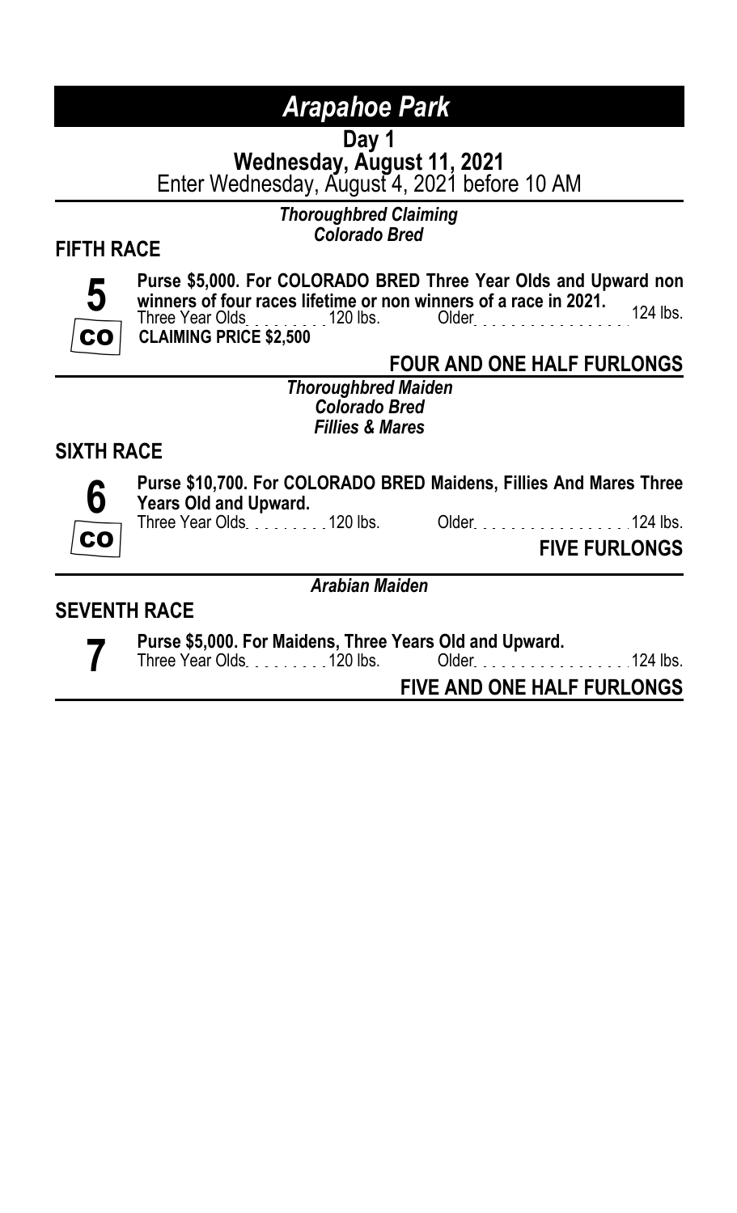# *Arapahoe Park*

**Day 1**
**Wednesday, August 11, 2021**
Enter Wednesday, August 4, 2021 before 10 AM

***Thoroughbred Claiming***
***Colorado Bred***

## FIFTH RACE

**5**
**CO**

**Purse $5,000. For COLORADO BRED Three Year Olds and Upward non winners of four races lifetime or non winners of a race in 2021.**
Three Year Olds . . . . . . . . . 120 lbs. Older . . . . . . . . . . . . . . . 124 lbs.
**CLAIMING PRICE $2,500**

**FOUR AND ONE HALF FURLONGS**

***Thoroughbred Maiden***
***Colorado Bred***
***Fillies & Mares***

## SIXTH RACE

**6**
**CO**

**Purse $10,700. For COLORADO BRED Maidens, Fillies And Mares Three Years Old and Upward.**
Three Year Olds . . . . . . . . . 120 lbs. Older . . . . . . . . . . . . . . . . . 124 lbs.

**FIVE FURLONGS**

***Arabian Maiden***

## SEVENTH RACE

**7**

**Purse $5,000. For Maidens, Three Years Old and Upward.**
Three Year Olds . . . . . . . . . 120 lbs. Older . . . . . . . . . . . . . . . 124 lbs.

**FIVE AND ONE HALF FURLONGS**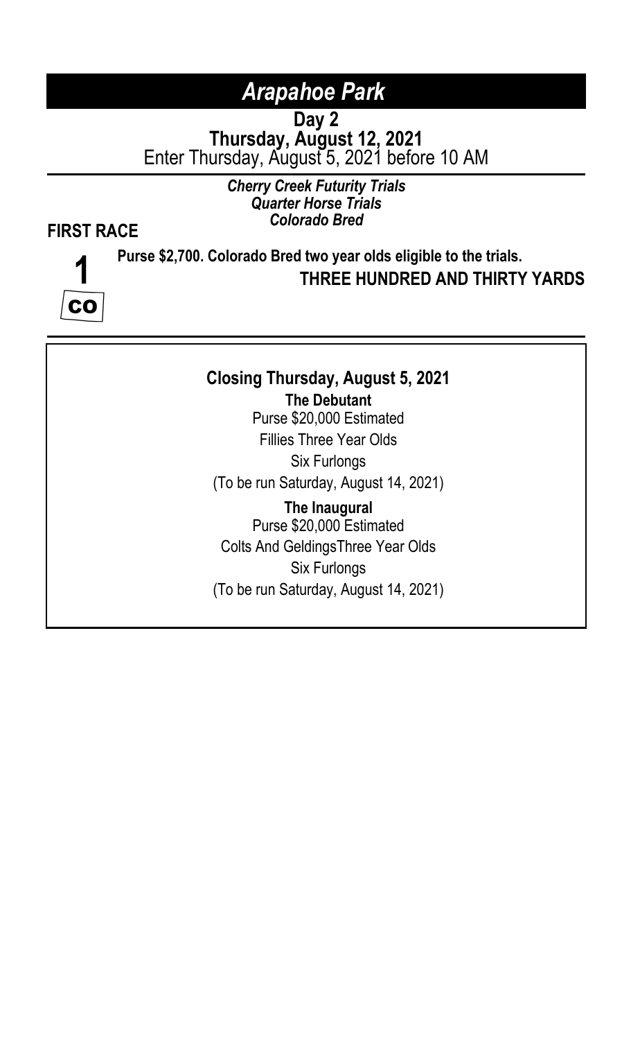# *Arapahoe Park*

**Day 2**
**Thursday, August 12, 2021**
Enter Thursday, August 5, 2021 before 10 AM

***Cherry Creek Futurity Trials***
***Quarter Horse Trials***
***Colorado Bred***

**FIRST RACE**

**1**
**CO**

**Purse $2,700. Colorado Bred two year olds eligible to the trials.**
**THREE HUNDRED AND THIRTY YARDS**

---

**Closing Thursday, August 5, 2021**

**The Debutant**
Purse $20,000 Estimated
Fillies Three Year Olds
Six Furlongs
(To be run Saturday, August 14, 2021)

**The Inaugural**
Purse $20,000 Estimated
Colts And GeldingsThree Year Olds
Six Furlongs
(To be run Saturday, August 14, 2021)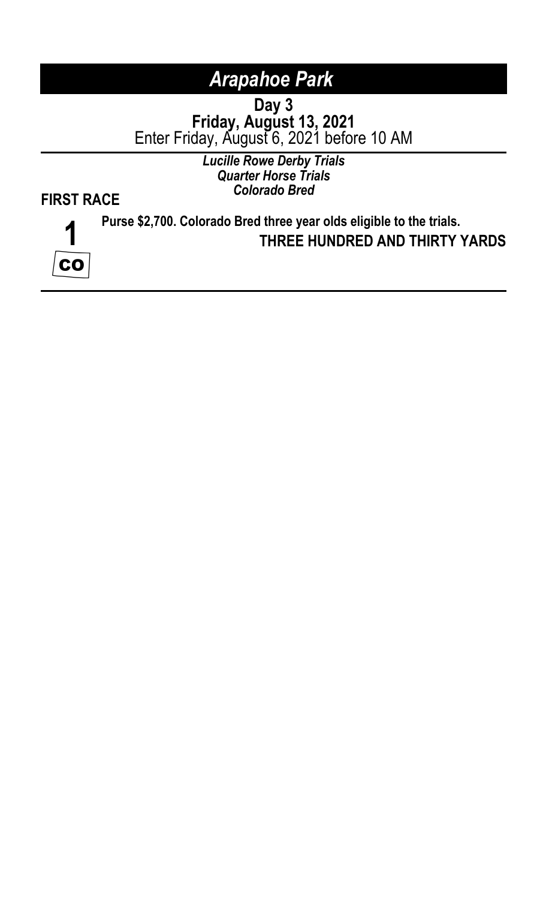# *Arapahoe Park*

**Day 3**
**Friday, August 13, 2021**
Enter Friday, August 6, 2021 before 10 AM

***Lucille Rowe Derby Trials***
***Quarter Horse Trials***
***Colorado Bred***

**FIRST RACE**

**1**

**CO**

**Purse $2,700. Colorado Bred three year olds eligible to the trials.**

**THREE HUNDRED AND THIRTY YARDS**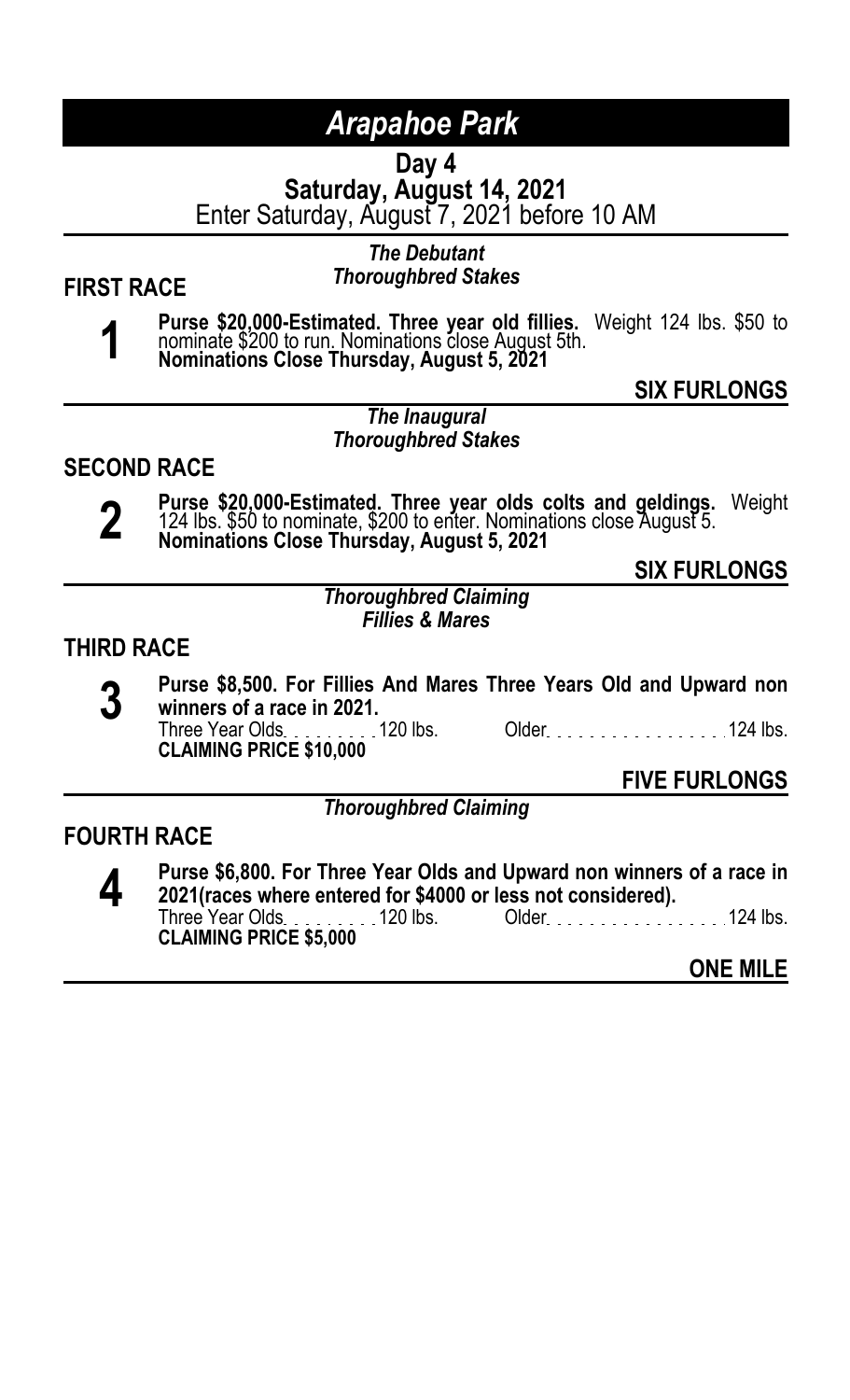# Arapahoe Park

## Day 4
## Saturday, August 14, 2021
Enter Saturday, August 7, 2021 before 10 AM

### FIRST RACE

*The Debutant*
*Thoroughbred Stakes*

**1**

**Purse $20,000-Estimated. Three year old fillies.** Weight 124 lbs. $50 to nominate $200 to run. Nominations close August 5th.
**Nominations Close Thursday, August 5, 2021**

**SIX FURLONGS**

---

*The Inaugural*
*Thoroughbred Stakes*

### SECOND RACE

**2**

**Purse $20,000-Estimated. Three year olds colts and geldings.** Weight 124 lbs. $50 to nominate, $200 to enter. Nominations close August 5.
**Nominations Close Thursday, August 5, 2021**

**SIX FURLONGS**

---

*Thoroughbred Claiming*
*Fillies & Mares*

### THIRD RACE

**3**

**Purse $8,500. For Fillies And Mares Three Years Old and Upward non winners of a race in 2021.**
Three Year Olds.........120 lbs. Older.................124 lbs.
**CLAIMING PRICE $10,000**

**FIVE FURLONGS**

---

*Thoroughbred Claiming*

### FOURTH RACE

**4**

**Purse $6,800. For Three Year Olds and Upward non winners of a race in 2021(races where entered for $4000 or less not considered).**
Three Year Olds.........120 lbs. Older.................124 lbs.
**CLAIMING PRICE $5,000**

**ONE MILE**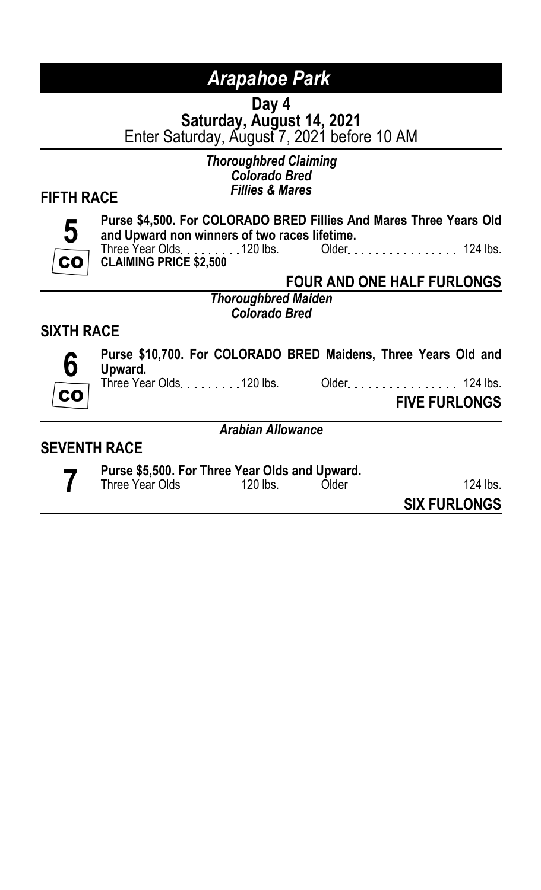# *Arapahoe Park*

**Day 4**
**Saturday, August 14, 2021**
Enter Saturday, August 7, 2021 before 10 AM

***Thoroughbred Claiming***
***Colorado Bred***
***Fillies & Mares***

## FIFTH RACE

**5** CO

**Purse $4,500. For COLORADO BRED Fillies And Mares Three Years Old and Upward non winners of two races lifetime.**
Three Year Olds . . . . . . . . . 120 lbs. Older . . . . . . . . . . . . . . . . . 124 lbs.
**CLAIMING PRICE $2,500**

**FOUR AND ONE HALF FURLONGS**

***Thoroughbred Maiden***
***Colorado Bred***

## SIXTH RACE

**6** CO

**Purse $10,700. For COLORADO BRED Maidens, Three Years Old and Upward.**
Three Year Olds . . . . . . . . . 120 lbs. Older . . . . . . . . . . . . . . . . . 124 lbs.

**FIVE FURLONGS**

***Arabian Allowance***

## SEVENTH RACE

**7**

**Purse $5,500. For Three Year Olds and Upward.**
Three Year Olds . . . . . . . . . 120 lbs. Older . . . . . . . . . . . . . . . . . 124 lbs.

**SIX FURLONGS**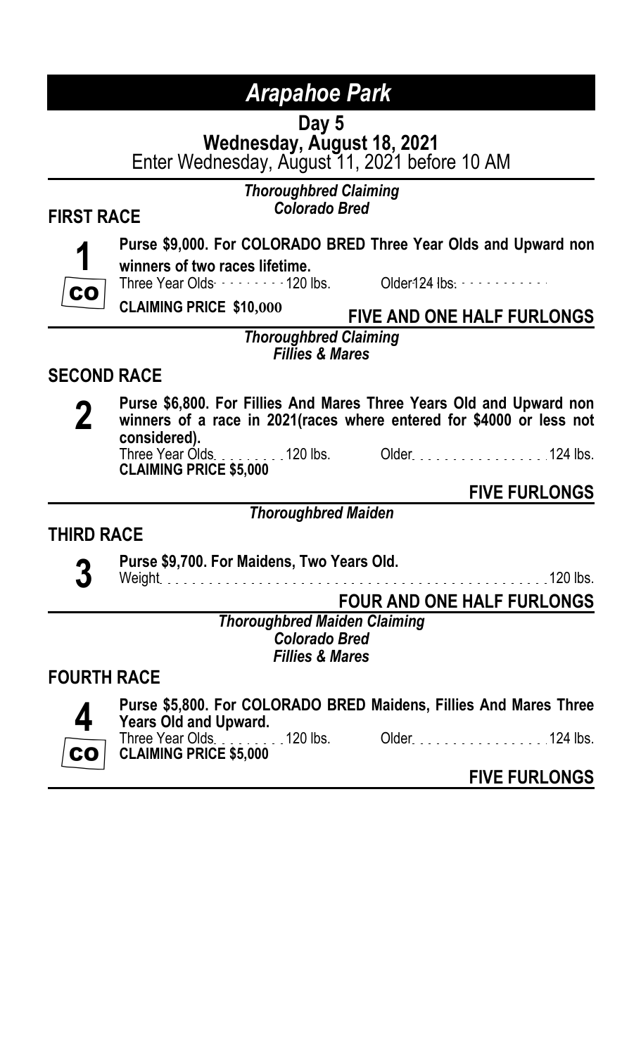# Arapahoe Park

**Day 5**
**Wednesday, August 18, 2021**
Enter Wednesday, August 11, 2021 before 10 AM

## FIRST RACE

*Thoroughbred Claiming*
*Colorado Bred*

**1** CO

**Purse $9,000. For COLORADO BRED Three Year Olds and Upward non winners of two races lifetime.**
Three Year Olds . . . . . . . . . 120 lbs. Older 124 lbs. . . . . . . . . . . .
**CLAIMING PRICE $10,000**

**FIVE AND ONE HALF FURLONGS**

## SECOND RACE

*Thoroughbred Claiming*
*Fillies & Mares*

**2**

**Purse $6,800. For Fillies And Mares Three Years Old and Upward non winners of a race in 2021(races where entered for $4000 or less not considered).**
Three Year Olds . . . . . . . . . 120 lbs. Older . . . . . . . . . . . . . . . . . 124 lbs.
**CLAIMING PRICE $5,000**

**FIVE FURLONGS**

## THIRD RACE

*Thoroughbred Maiden*

**3**

**Purse $9,700. For Maidens, Two Years Old.**
Weight . . . . . . . . . . . . . . . . . . . . . . . . . . . . . . . . . . . . . . . . . 120 lbs.

**FOUR AND ONE HALF FURLONGS**

## FOURTH RACE

*Thoroughbred Maiden Claiming*
*Colorado Bred*
*Fillies & Mares*

**4** CO

**Purse $5,800. For COLORADO BRED Maidens, Fillies And Mares Three Years Old and Upward.**
Three Year Olds . . . . . . . . . 120 lbs. Older . . . . . . . . . . . . . . . . . 124 lbs.
**CLAIMING PRICE $5,000**

**FIVE FURLONGS**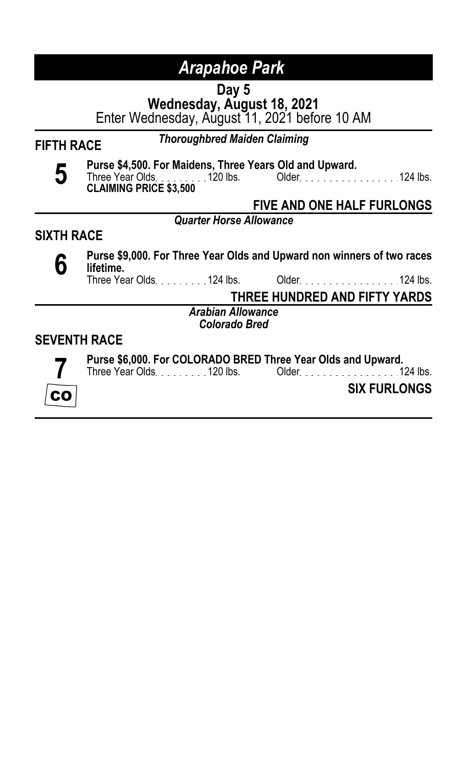# Arapahoe Park

## Day 5
## Wednesday, August 18, 2021
Enter Wednesday, August 11, 2021 before 10 AM

---

### FIFTH RACE

*Thoroughbred Maiden Claiming*

**5**

**Purse $4,500. For Maidens, Three Years Old and Upward.**
Three Year Olds . . . . . . . . . 120 lbs.     Older . . . . . . . . . . . . . . . . . 124 lbs.
**CLAIMING PRICE $3,500**

**FIVE AND ONE HALF FURLONGS**

---

### SIXTH RACE

*Quarter Horse Allowance*

**6**

**Purse $9,000. For Three Year Olds and Upward non winners of two races lifetime.**
Three Year Olds . . . . . . . . . 124 lbs.     Older . . . . . . . . . . . . . . . . . 124 lbs.

**THREE HUNDRED AND FIFTY YARDS**

---

### SEVENTH RACE

*Arabian Allowance*
*Colorado Bred*

**7**

**CO**

**Purse $6,000. For COLORADO BRED Three Year Olds and Upward.**
Three Year Olds . . . . . . . . . 120 lbs.     Older . . . . . . . . . . . . . . . . . 124 lbs.

**SIX FURLONGS**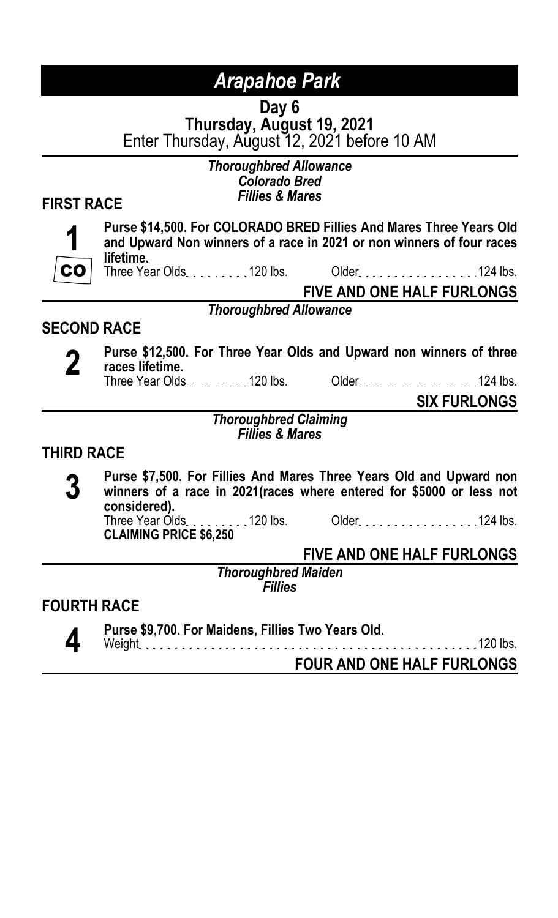# *Arapahoe Park*

**Day 6**
**Thursday, August 19, 2021**
Enter Thursday, August 12, 2021 before 10 AM

## FIRST RACE

*Thoroughbred Allowance*
*Colorado Bred*
*Fillies & Mares*

**1** CO

**Purse $14,500. For COLORADO BRED Fillies And Mares Three Years Old and Upward Non winners of a race in 2021 or non winners of four races lifetime.**

Three Year Olds . . . . . . . . . 120 lbs. Older . . . . . . . . . . . . . . . . . 124 lbs.

**FIVE AND ONE HALF FURLONGS**

## SECOND RACE

*Thoroughbred Allowance*

**2**

**Purse $12,500. For Three Year Olds and Upward non winners of three races lifetime.**

Three Year Olds . . . . . . . . . 120 lbs. Older . . . . . . . . . . . . . . . . . 124 lbs.

**SIX FURLONGS**

## THIRD RACE

*Thoroughbred Claiming*
*Fillies & Mares*

**3**

**Purse $7,500. For Fillies And Mares Three Years Old and Upward non winners of a race in 2021(races where entered for $5000 or less not considered).**

Three Year Olds . . . . . . . . . 120 lbs. Older . . . . . . . . . . . . . . . . . 124 lbs.

**CLAIMING PRICE $6,250**

**FIVE AND ONE HALF FURLONGS**

## FOURTH RACE

*Thoroughbred Maiden*
*Fillies*

**4**

**Purse $9,700. For Maidens, Fillies Two Years Old.**

Weight . . . . . . . . . . . . . . . . . . . . . . . . . . . . . . . . . . . . . . . . . . . 120 lbs.

**FOUR AND ONE HALF FURLONGS**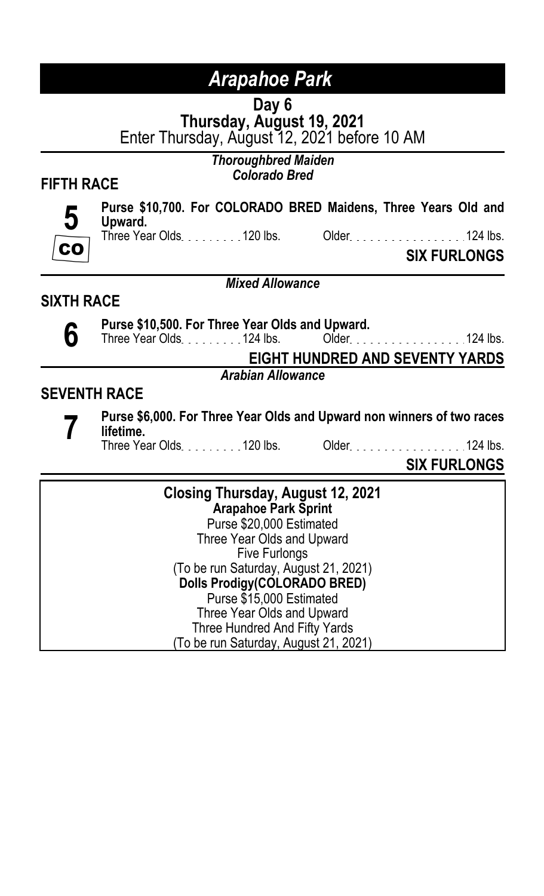# *Arapahoe Park*

**Day 6**
**Thursday, August 19, 2021**
Enter Thursday, August 12, 2021 before 10 AM

***Thoroughbred Maiden***
***Colorado Bred***

## FIFTH RACE

**5**
CO

**Purse $10,700. For COLORADO BRED Maidens, Three Years Old and Upward.**
Three Year Olds . . . . . . . . . 120 lbs. Older . . . . . . . . . . . . . . . . . 124 lbs.

**SIX FURLONGS**

***Mixed Allowance***

## SIXTH RACE

**6**

**Purse $10,500. For Three Year Olds and Upward.**
Three Year Olds . . . . . . . . . 124 lbs. Older . . . . . . . . . . . . . . . . . 124 lbs.

**EIGHT HUNDRED AND SEVENTY YARDS**

***Arabian Allowance***

## SEVENTH RACE

**7**

**Purse $6,000. For Three Year Olds and Upward non winners of two races lifetime.**
Three Year Olds . . . . . . . . . 120 lbs. Older . . . . . . . . . . . . . . . . . 124 lbs.

**SIX FURLONGS**

---

**Closing Thursday, August 12, 2021**

**Arapahoe Park Sprint**
Purse $20,000 Estimated
Three Year Olds and Upward
Five Furlongs
(To be run Saturday, August 21, 2021)

**Dolls Prodigy(COLORADO BRED)**
Purse $15,000 Estimated
Three Year Olds and Upward
Three Hundred And Fifty Yards
(To be run Saturday, August 21, 2021)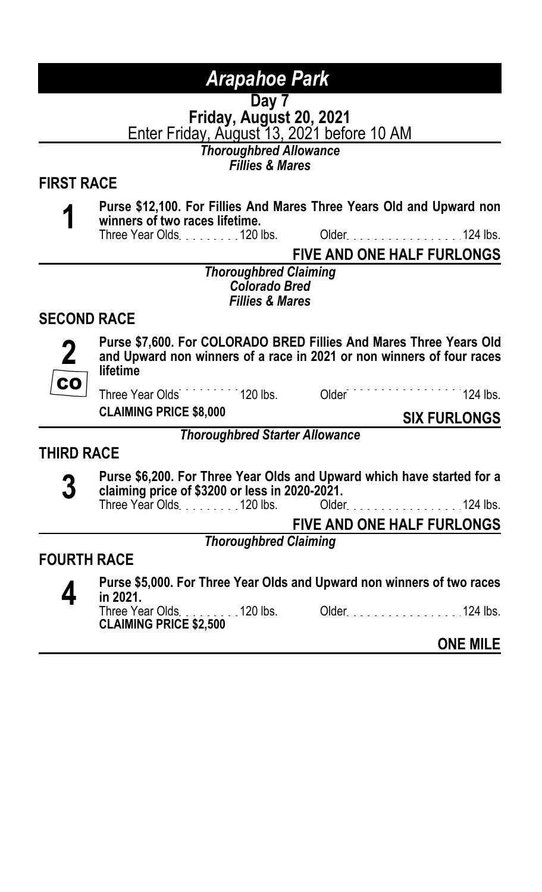# Arapahoe Park

**Day 7**

**Friday, August 20, 2021**

Enter Friday, August 13, 2021 before 10 AM

*Thoroughbred Allowance*
*Fillies & Mares*

## FIRST RACE

**1**

**Purse $12,100. For Fillies And Mares Three Years Old and Upward non winners of two races lifetime.**

Three Year Olds . . . . . . . . . 120 lbs. Older . . . . . . . . . . . . . . . . . 124 lbs.

**FIVE AND ONE HALF FURLONGS**

*Thoroughbred Claiming*
*Colorado Bred*
*Fillies & Mares*

## SECOND RACE

**2**
**CO**

**Purse $7,600. For COLORADO BRED Fillies And Mares Three Years Old and Upward non winners of a race in 2021 or non winners of four races lifetime**

Three Year Olds . . . . . . . . . 120 lbs. Older . . . . . . . . . . . . . . . . . 124 lbs.

**CLAIMING PRICE $8,000**

**SIX FURLONGS**

*Thoroughbred Starter Allowance*

## THIRD RACE

**3**

**Purse $6,200. For Three Year Olds and Upward which have started for a claiming price of $3200 or less in 2020-2021.**

Three Year Olds . . . . . . . . . 120 lbs. Older . . . . . . . . . . . . . . . . . 124 lbs.

**FIVE AND ONE HALF FURLONGS**

*Thoroughbred Claiming*

## FOURTH RACE

**4**

**Purse $5,000. For Three Year Olds and Upward non winners of two races in 2021.**

Three Year Olds . . . . . . . . . 120 lbs. Older . . . . . . . . . . . . . . . . . 124 lbs.

**CLAIMING PRICE $2,500**

**ONE MILE**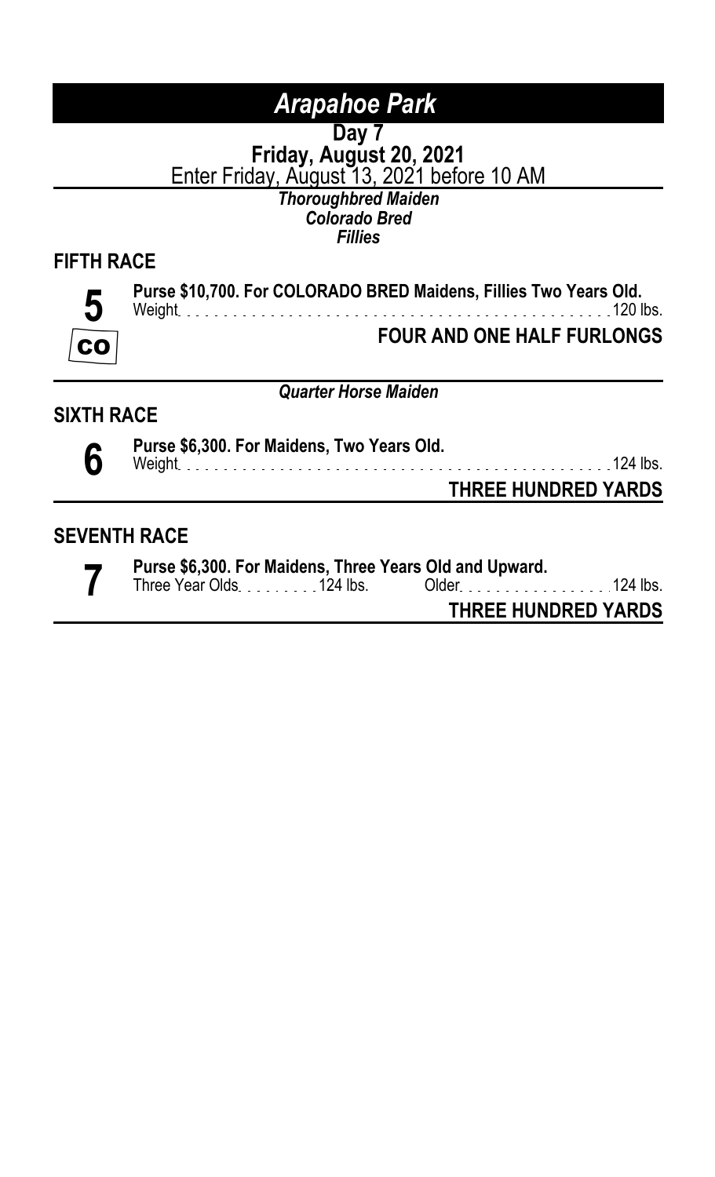# *Arapahoe Park*

**Day 7**

**Friday, August 20, 2021**

Enter Friday, August 13, 2021 before 10 AM

***Thoroughbred Maiden***
***Colorado Bred***
***Fillies***

## FIFTH RACE

**5**

CO

**Purse $10,700. For COLORADO BRED Maidens, Fillies Two Years Old.**
Weight . . . . . . . . . . . . . . . . . . . . . . . . . . . . . . . . . . . . . . . . 120 lbs.

**FOUR AND ONE HALF FURLONGS**

***Quarter Horse Maiden***

## SIXTH RACE

**6**

**Purse $6,300. For Maidens, Two Years Old.**
Weight . . . . . . . . . . . . . . . . . . . . . . . . . . . . . . . . . . . . . . . . 124 lbs.

**THREE HUNDRED YARDS**

## SEVENTH RACE

**7**

**Purse $6,300. For Maidens, Three Years Old and Upward.**
Three Year Olds . . . . . . . . . 124 lbs. Older . . . . . . . . . . . . . . . . . 124 lbs.

**THREE HUNDRED YARDS**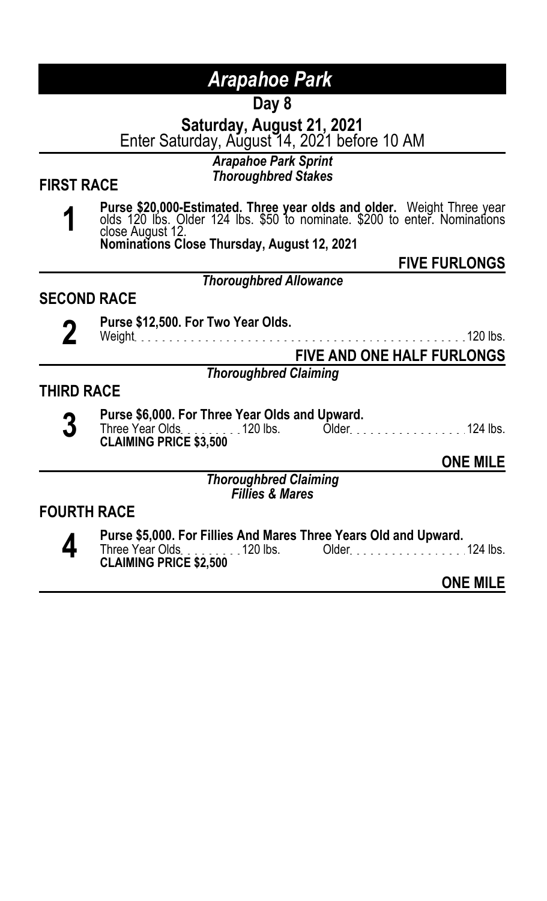# *Arapahoe Park*

## Day 8

**Saturday, August 21, 2021**

Enter Saturday, August 14, 2021 before 10 AM

---

***Arapahoe Park Sprint***
***Thoroughbred Stakes***

### FIRST RACE

**1**

**Purse $20,000-Estimated. Three year olds and older.** Weight Three year olds 120 lbs. Older 124 lbs. $50 to nominate. $200 to enter. Nominations close August 12.
**Nominations Close Thursday, August 12, 2021**

**FIVE FURLONGS**

---

***Thoroughbred Allowance***

### SECOND RACE

**2**

**Purse $12,500. For Two Year Olds.**
Weight . . . . . . . . . . . . . . . . . . . . . . . . . . . . . . . . . . . . . . . . 120 lbs.

**FIVE AND ONE HALF FURLONGS**

---

***Thoroughbred Claiming***

### THIRD RACE

**3**

**Purse $6,000. For Three Year Olds and Upward.**
Three Year Olds . . . . . . . . . 120 lbs. Older . . . . . . . . . . . . . . . . . 124 lbs.
**CLAIMING PRICE $3,500**

**ONE MILE**

---

***Thoroughbred Claiming***
***Fillies & Mares***

### FOURTH RACE

**4**

**Purse $5,000. For Fillies And Mares Three Years Old and Upward.**
Three Year Olds . . . . . . . . . 120 lbs. Older . . . . . . . . . . . . . . . . . 124 lbs.
**CLAIMING PRICE $2,500**

**ONE MILE**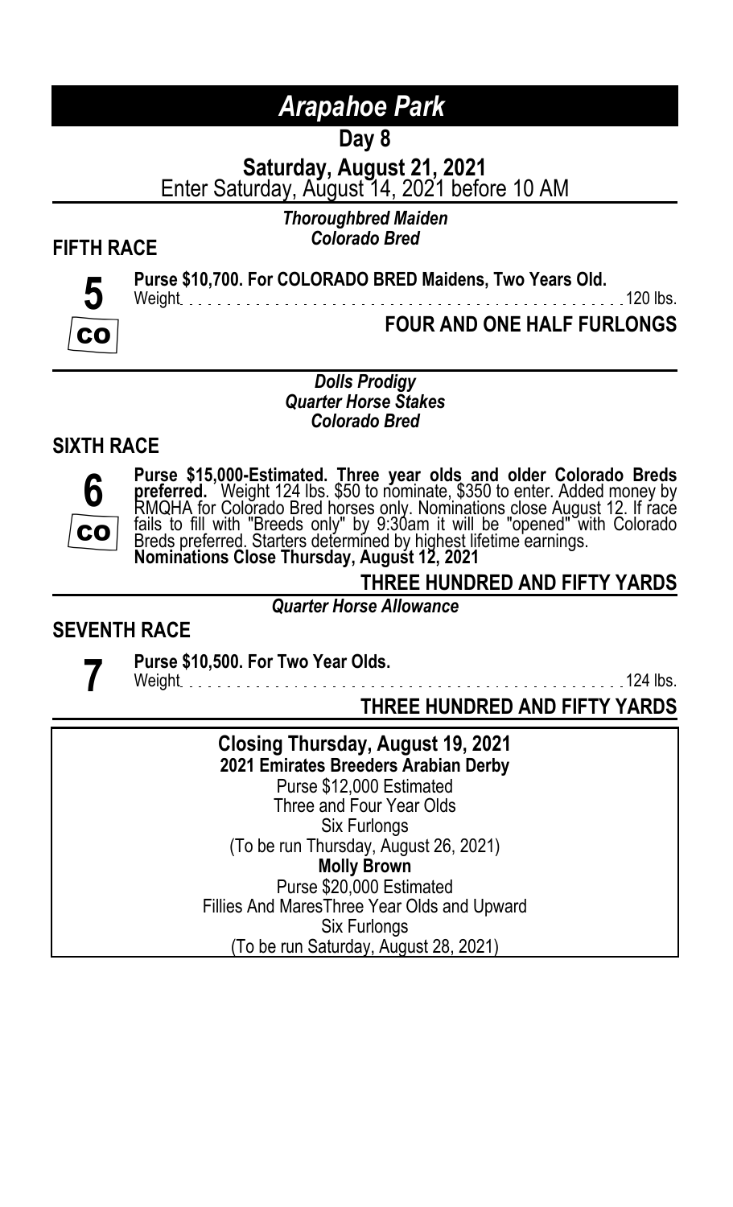# Arapahoe Park

## Day 8

**Saturday, August 21, 2021**
Enter Saturday, August 14, 2021 before 10 AM

### FIFTH RACE

*Thoroughbred Maiden*
*Colorado Bred*

**5** CO

**Purse $10,700. For COLORADO BRED Maidens, Two Years Old.**
Weight . . . . . . . . . . . . . . . . . . . . . . . . . . . . . . . . . . . . . . . . . . . . . 120 lbs.

**FOUR AND ONE HALF FURLONGS**

### SIXTH RACE

*Dolls Prodigy*
*Quarter Horse Stakes*
*Colorado Bred*

**6** CO

**Purse $15,000-Estimated. Three year olds and older Colorado Breds preferred.** Weight 124 lbs. $50 to nominate, $350 to enter. Added money by RMQHA for Colorado Bred horses only. Nominations close August 12. If race fails to fill with "Breeds only" by 9:30am it will be "opened" with Colorado Breds preferred. Starters determined by highest lifetime earnings.
**Nominations Close Thursday, August 12, 2021**

**THREE HUNDRED AND FIFTY YARDS**

### SEVENTH RACE

*Quarter Horse Allowance*

**7**

**Purse $10,500. For Two Year Olds.**
Weight . . . . . . . . . . . . . . . . . . . . . . . . . . . . . . . . . . . . . . . . . . . . . 124 lbs.

**THREE HUNDRED AND FIFTY YARDS**

---

**Closing Thursday, August 19, 2021**

**2021 Emirates Breeders Arabian Derby**
Purse $12,000 Estimated
Three and Four Year Olds
Six Furlongs
(To be run Thursday, August 26, 2021)

**Molly Brown**
Purse $20,000 Estimated
Fillies And MaresThree Year Olds and Upward
Six Furlongs
(To be run Saturday, August 28, 2021)